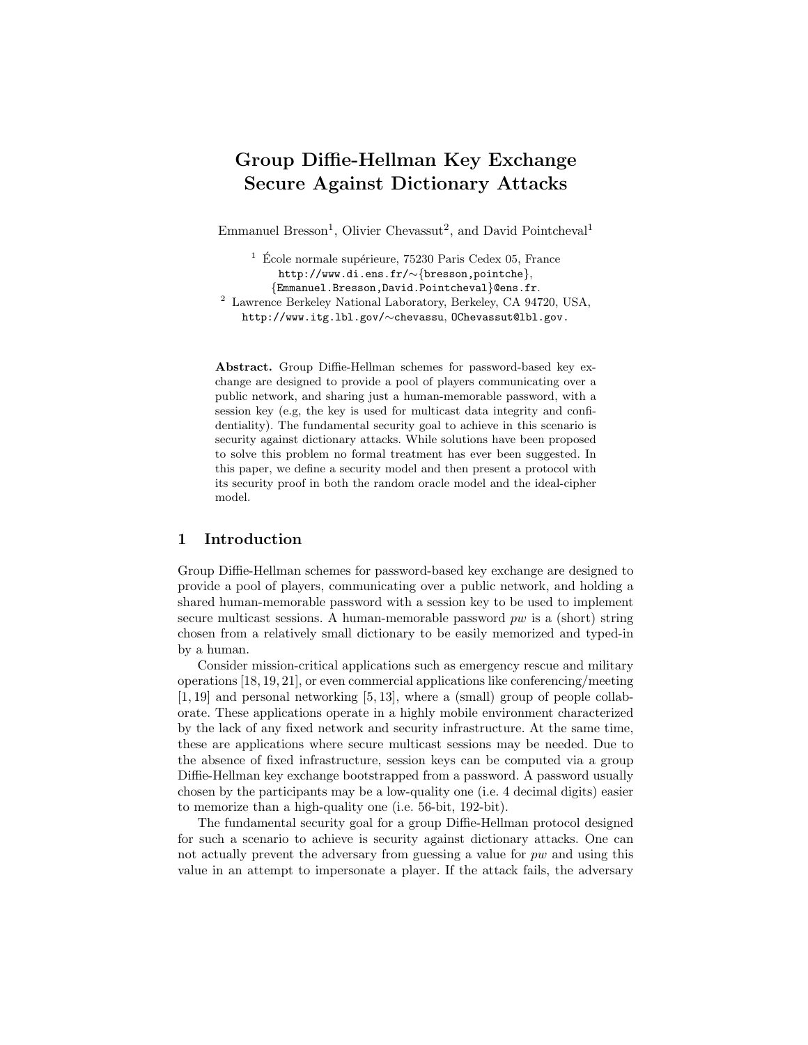# Group Diffie-Hellman Key Exchange Secure Against Dictionary Attacks

Emmanuel Bresson[1], Olivier Chevassut[2], and David Pointcheval[1]

[1] École normale supérieure, 75230 Paris Cedex 05, France
http://www.di.ens.fr/∼{bresson,pointche},
{Emmanuel.Bresson,David.Pointcheval}@ens.fr.

[2] Lawrence Berkeley National Laboratory, Berkeley, CA 94720, USA,
http://www.itg.lbl.gov/∼chevassu, OChevassut@lbl.gov.

**Abstract.** Group Diffie-Hellman schemes for password-based key exchange are designed to provide a pool of players communicating over a public network, and sharing just a human-memorable password, with a session key (e.g, the key is used for multicast data integrity and confidentiality). The fundamental security goal to achieve in this scenario is security against dictionary attacks. While solutions have been proposed to solve this problem no formal treatment has ever been suggested. In this paper, we define a security model and then present a protocol with its security proof in both the random oracle model and the ideal-cipher model.

## 1 Introduction

Group Diffie-Hellman schemes for password-based key exchange are designed to provide a pool of players, communicating over a public network, and holding a shared human-memorable password with a session key to be used to implement secure multicast sessions. A human-memorable password *pw* is a (short) string chosen from a relatively small dictionary to be easily memorized and typed-in by a human.

Consider mission-critical applications such as emergency rescue and military operations [18, 19, 21], or even commercial applications like conferencing/meeting [1, 19] and personal networking [5, 13], where a (small) group of people collaborate. These applications operate in a highly mobile environment characterized by the lack of any fixed network and security infrastructure. At the same time, these are applications where secure multicast sessions may be needed. Due to the absence of fixed infrastructure, session keys can be computed via a group Diffie-Hellman key exchange bootstrapped from a password. A password usually chosen by the participants may be a low-quality one (i.e. 4 decimal digits) easier to memorize than a high-quality one (i.e. 56-bit, 192-bit).

The fundamental security goal for a group Diffie-Hellman protocol designed for such a scenario to achieve is security against dictionary attacks. One can not actually prevent the adversary from guessing a value for *pw* and using this value in an attempt to impersonate a player. If the attack fails, the adversary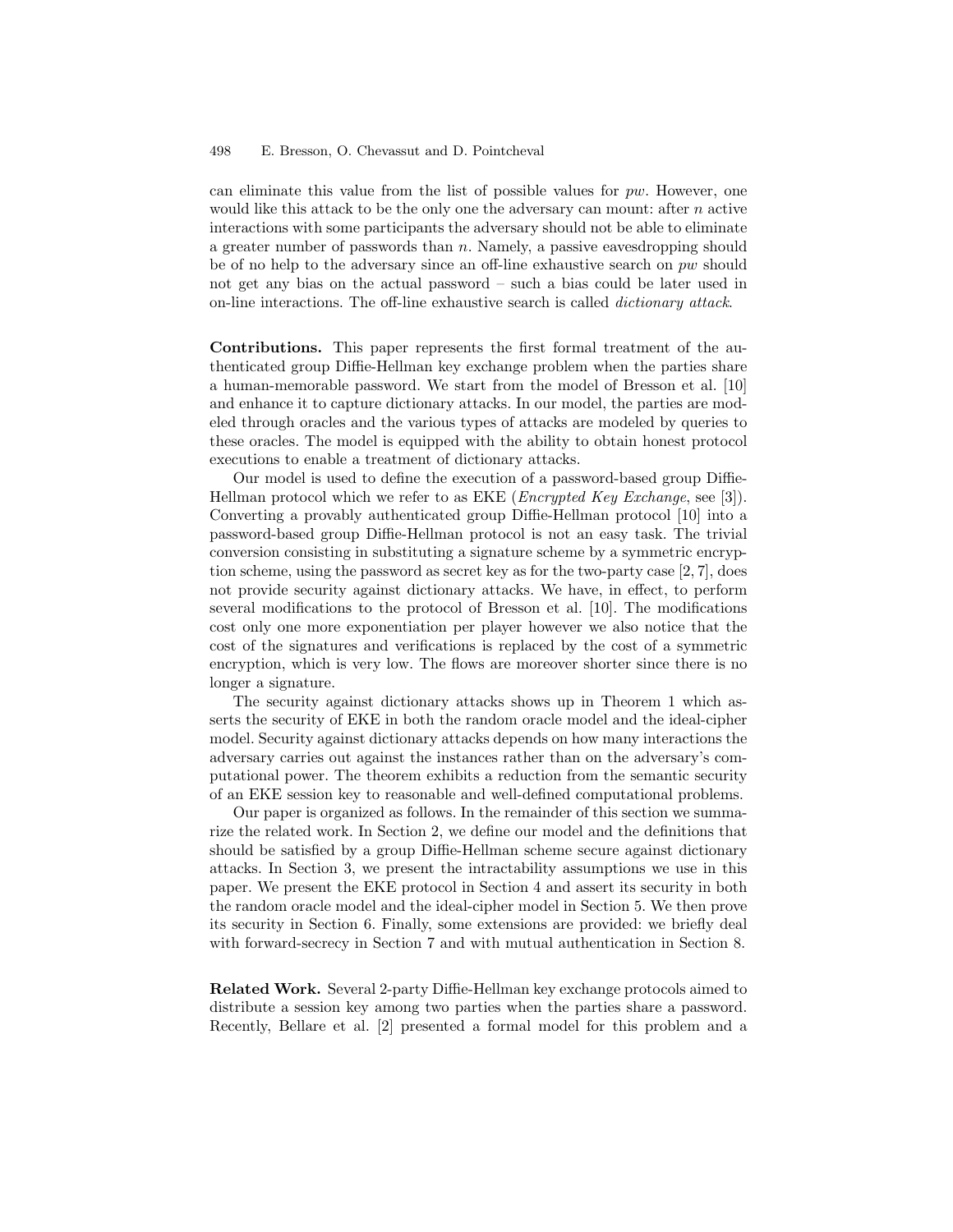can eliminate this value from the list of possible values for $pw$. However, one would like this attack to be the only one the adversary can mount: after $n$ active interactions with some participants the adversary should not be able to eliminate a greater number of passwords than $n$. Namely, a passive eavesdropping should be of no help to the adversary since an off-line exhaustive search on $pw$ should not get any bias on the actual password – such a bias could be later used in on-line interactions. The off-line exhaustive search is called *dictionary attack*.

**Contributions.** This paper represents the first formal treatment of the authenticated group Diffie-Hellman key exchange problem when the parties share a human-memorable password. We start from the model of Bresson et al. [10] and enhance it to capture dictionary attacks. In our model, the parties are modeled through oracles and the various types of attacks are modeled by queries to these oracles. The model is equipped with the ability to obtain honest protocol executions to enable a treatment of dictionary attacks.

Our model is used to define the execution of a password-based group Diffie-Hellman protocol which we refer to as EKE (*Encrypted Key Exchange*, see [3]). Converting a provably authenticated group Diffie-Hellman protocol [10] into a password-based group Diffie-Hellman protocol is not an easy task. The trivial conversion consisting in substituting a signature scheme by a symmetric encryption scheme, using the password as secret key as for the two-party case [2, 7], does not provide security against dictionary attacks. We have, in effect, to perform several modifications to the protocol of Bresson et al. [10]. The modifications cost only one more exponentiation per player however we also notice that the cost of the signatures and verifications is replaced by the cost of a symmetric encryption, which is very low. The flows are moreover shorter since there is no longer a signature.

The security against dictionary attacks shows up in Theorem 1 which asserts the security of EKE in both the random oracle model and the ideal-cipher model. Security against dictionary attacks depends on how many interactions the adversary carries out against the instances rather than on the adversary's computational power. The theorem exhibits a reduction from the semantic security of an EKE session key to reasonable and well-defined computational problems.

Our paper is organized as follows. In the remainder of this section we summarize the related work. In Section 2, we define our model and the definitions that should be satisfied by a group Diffie-Hellman scheme secure against dictionary attacks. In Section 3, we present the intractability assumptions we use in this paper. We present the EKE protocol in Section 4 and assert its security in both the random oracle model and the ideal-cipher model in Section 5. We then prove its security in Section 6. Finally, some extensions are provided: we briefly deal with forward-secrecy in Section 7 and with mutual authentication in Section 8.

**Related Work.** Several 2-party Diffie-Hellman key exchange protocols aimed to distribute a session key among two parties when the parties share a password. Recently, Bellare et al. [2] presented a formal model for this problem and a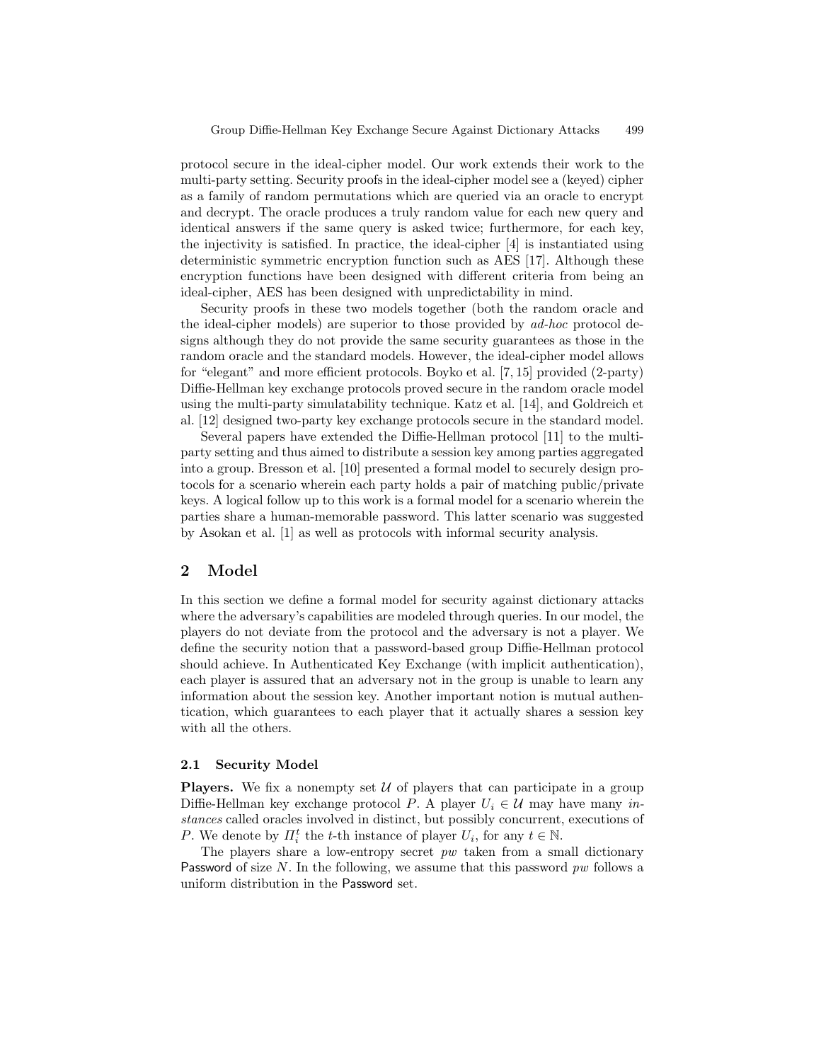protocol secure in the ideal-cipher model. Our work extends their work to the multi-party setting. Security proofs in the ideal-cipher model see a (keyed) cipher as a family of random permutations which are queried via an oracle to encrypt and decrypt. The oracle produces a truly random value for each new query and identical answers if the same query is asked twice; furthermore, for each key, the injectivity is satisfied. In practice, the ideal-cipher [4] is instantiated using deterministic symmetric encryption function such as AES [17]. Although these encryption functions have been designed with different criteria from being an ideal-cipher, AES has been designed with unpredictability in mind.

Security proofs in these two models together (both the random oracle and the ideal-cipher models) are superior to those provided by *ad-hoc* protocol designs although they do not provide the same security guarantees as those in the random oracle and the standard models. However, the ideal-cipher model allows for "elegant" and more efficient protocols. Boyko et al. [7, 15] provided (2-party) Diffie-Hellman key exchange protocols proved secure in the random oracle model using the multi-party simulatability technique. Katz et al. [14], and Goldreich et al. [12] designed two-party key exchange protocols secure in the standard model.

Several papers have extended the Diffie-Hellman protocol [11] to the multi-party setting and thus aimed to distribute a session key among parties aggregated into a group. Bresson et al. [10] presented a formal model to securely design protocols for a scenario wherein each party holds a pair of matching public/private keys. A logical follow up to this work is a formal model for a scenario wherein the parties share a human-memorable password. This latter scenario was suggested by Asokan et al. [1] as well as protocols with informal security analysis.

## 2 Model

In this section we define a formal model for security against dictionary attacks where the adversary's capabilities are modeled through queries. In our model, the players do not deviate from the protocol and the adversary is not a player. We define the security notion that a password-based group Diffie-Hellman protocol should achieve. In Authenticated Key Exchange (with implicit authentication), each player is assured that an adversary not in the group is unable to learn any information about the session key. Another important notion is mutual authentication, which guarantees to each player that it actually shares a session key with all the others.

### 2.1 Security Model

**Players.** We fix a nonempty set $\mathcal{U}$ of players that can participate in a group Diffie-Hellman key exchange protocol $P$. A player $U_i \in \mathcal{U}$ may have many *instances* called oracles involved in distinct, but possibly concurrent, executions of $P$. We denote by $\Pi_i^t$ the $t$-th instance of player $U_i$, for any $t \in \mathbb{N}$.

The players share a low-entropy secret $pw$ taken from a small dictionary $\mathsf{Password}$ of size $N$. In the following, we assume that this password $pw$ follows a uniform distribution in the $\mathsf{Password}$ set.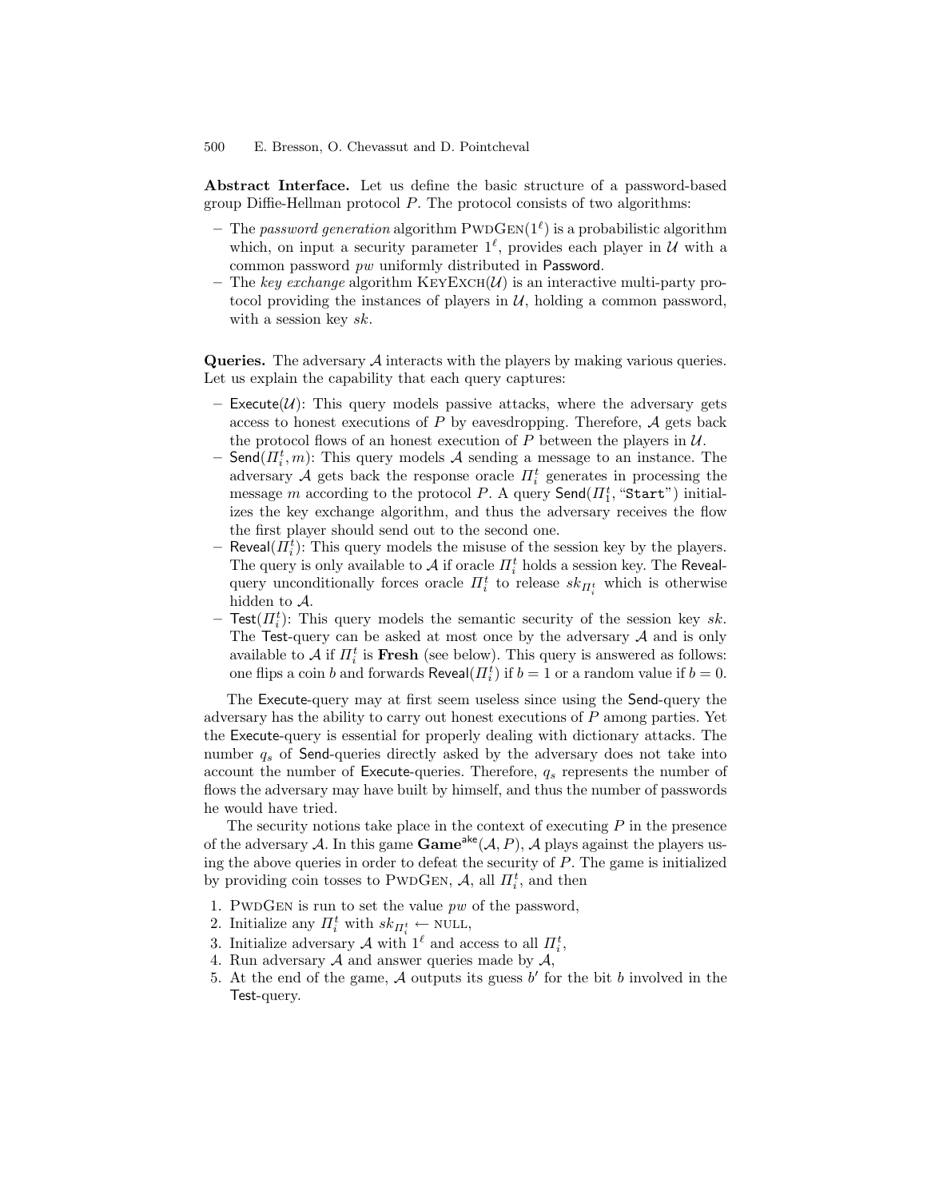**Abstract Interface.** Let us define the basic structure of a password-based group Diffie-Hellman protocol $P$. The protocol consists of two algorithms:

- The *password generation* algorithm $\textsc{PwdGen}(1^\ell)$ is a probabilistic algorithm which, on input a security parameter $1^\ell$, provides each player in $\mathcal{U}$ with a common password $pw$ uniformly distributed in $\mathsf{Password}$.
- The *key exchange* algorithm $\textsc{KeyExch}(\mathcal{U})$ is an interactive multi-party protocol providing the instances of players in $\mathcal{U}$, holding a common password, with a session key $sk$.

**Queries.** The adversary $\mathcal{A}$ interacts with the players by making various queries. Let us explain the capability that each query captures:

- $\mathsf{Execute}(\mathcal{U})$: This query models passive attacks, where the adversary gets access to honest executions of $P$ by eavesdropping. Therefore, $\mathcal{A}$ gets back the protocol flows of an honest execution of $P$ between the players in $\mathcal{U}$.
- $\mathsf{Send}(\Pi_i^t, m)$: This query models $\mathcal{A}$ sending a message to an instance. The adversary $\mathcal{A}$ gets back the response oracle $\Pi_i^t$ generates in processing the message $m$ according to the protocol $P$. A query $\mathsf{Send}(\Pi_1^t, \text{"}\mathtt{Start}\text{"})$ initializes the key exchange algorithm, and thus the adversary receives the flow the first player should send out to the second one.
- $\mathsf{Reveal}(\Pi_i^t)$: This query models the misuse of the session key by the players. The query is only available to $\mathcal{A}$ if oracle $\Pi_i^t$ holds a session key. The $\mathsf{Reveal}$-query unconditionally forces oracle $\Pi_i^t$ to release $sk_{\Pi_i^t}$ which is otherwise hidden to $\mathcal{A}$.
- $\mathsf{Test}(\Pi_i^t)$: This query models the semantic security of the session key $sk$. The $\mathsf{Test}$-query can be asked at most once by the adversary $\mathcal{A}$ and is only available to $\mathcal{A}$ if $\Pi_i^t$ is **Fresh** (see below). This query is answered as follows: one flips a coin $b$ and forwards $\mathsf{Reveal}(\Pi_i^t)$ if $b = 1$ or a random value if $b = 0$.

The $\mathsf{Execute}$-query may at first seem useless since using the $\mathsf{Send}$-query the adversary has the ability to carry out honest executions of $P$ among parties. Yet the $\mathsf{Execute}$-query is essential for properly dealing with dictionary attacks. The number $q_s$ of $\mathsf{Send}$-queries directly asked by the adversary does not take into account the number of $\mathsf{Execute}$-queries. Therefore, $q_s$ represents the number of flows the adversary may have built by himself, and thus the number of passwords he would have tried.

The security notions take place in the context of executing $P$ in the presence of the adversary $\mathcal{A}$. In this game $\mathbf{Game}^{\mathsf{ake}}(\mathcal{A}, P)$, $\mathcal{A}$ plays against the players using the above queries in order to defeat the security of $P$. The game is initialized by providing coin tosses to $\textsc{PwdGen}$, $\mathcal{A}$, all $\Pi_i^t$, and then

1. $\textsc{PwdGen}$ is run to set the value $pw$ of the password,
2. Initialize any $\Pi_i^t$ with $sk_{\Pi_i^t} \leftarrow \textsc{null}$,
3. Initialize adversary $\mathcal{A}$ with $1^\ell$ and access to all $\Pi_i^t$,
4. Run adversary $\mathcal{A}$ and answer queries made by $\mathcal{A}$,
5. At the end of the game, $\mathcal{A}$ outputs its guess $b'$ for the bit $b$ involved in the $\mathsf{Test}$-query.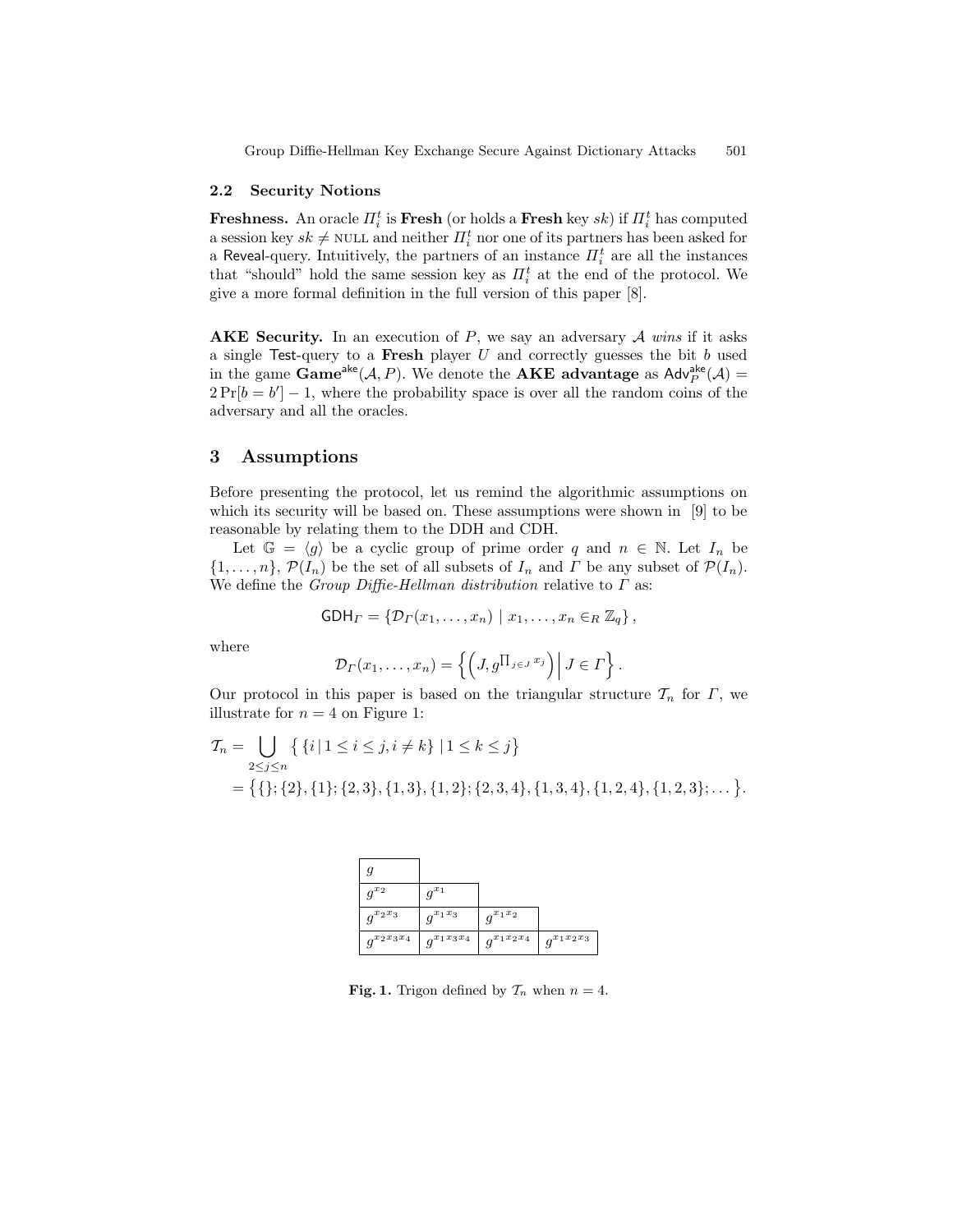### 2.2 Security Notions

**Freshness.** An oracle $\Pi_i^t$ is **Fresh** (or holds a **Fresh** key $sk$) if $\Pi_i^t$ has computed a session key $sk \neq$ NULL and neither $\Pi_i^t$ nor one of its partners has been asked for a Reveal-query. Intuitively, the partners of an instance $\Pi_i^t$ are all the instances that "should" hold the same session key as $\Pi_i^t$ at the end of the protocol. We give a more formal definition in the full version of this paper [8].

**AKE Security.** In an execution of $P$, we say an adversary $\mathcal{A}$ *wins* if it asks a single Test-query to a **Fresh** player $U$ and correctly guesses the bit $b$ used in the game $\mathbf{Game}^{\mathsf{ake}}(\mathcal{A}, P)$. We denote the **AKE advantage** as $\mathsf{Adv}_P^{\mathsf{ake}}(\mathcal{A}) = 2\Pr[b = b'] - 1$, where the probability space is over all the random coins of the adversary and all the oracles.

## 3 Assumptions

Before presenting the protocol, let us remind the algorithmic assumptions on which its security will be based on. These assumptions were shown in [9] to be reasonable by relating them to the DDH and CDH.

Let $\mathbb{G} = \langle g \rangle$ be a cyclic group of prime order $q$ and $n \in \mathbb{N}$. Let $I_n$ be $\{1, \ldots, n\}$, $\mathcal{P}(I_n)$ be the set of all subsets of $I_n$ and $\Gamma$ be any subset of $\mathcal{P}(I_n)$. We define the *Group Diffie-Hellman distribution* relative to $\Gamma$ as:

$$\mathsf{GDH}_\Gamma = \{\mathcal{D}_\Gamma(x_1, \ldots, x_n) \mid x_1, \ldots, x_n \in_R \mathbb{Z}_q\},$$

where

$$\mathcal{D}_\Gamma(x_1, \ldots, x_n) = \left\{ \left(J, g^{\prod_{j \in J} x_j}\right) \middle| \, J \in \Gamma \right\}.$$

Our protocol in this paper is based on the triangular structure $\mathcal{T}_n$ for $\Gamma$, we illustrate for $n = 4$ on Figure 1:

$$\begin{aligned}\mathcal{T}_n &= \bigcup_{2 \le j \le n} \big\{ \{i \,|\, 1 \le i \le j, i \neq k\} \mid 1 \le k \le j \big\} \\ &= \big\{\{\}; \{2\}, \{1\}; \{2,3\}, \{1,3\}, \{1,2\}; \{2,3,4\}, \{1,3,4\}, \{1,2,4\}, \{1,2,3\}; \ldots \big\}.\end{aligned}$$

| $g$ | | | |
|---|---|---|---|
| $g^{x_2}$ | $g^{x_1}$ | | |
| $g^{x_2 x_3}$ | $g^{x_1 x_3}$ | $g^{x_1 x_2}$ | |
| $g^{x_2 x_3 x_4}$ | $g^{x_1 x_3 x_4}$ | $g^{x_1 x_2 x_4}$ | $g^{x_1 x_2 x_3}$ |

**Fig. 1.** Trigon defined by $\mathcal{T}_n$ when $n = 4$.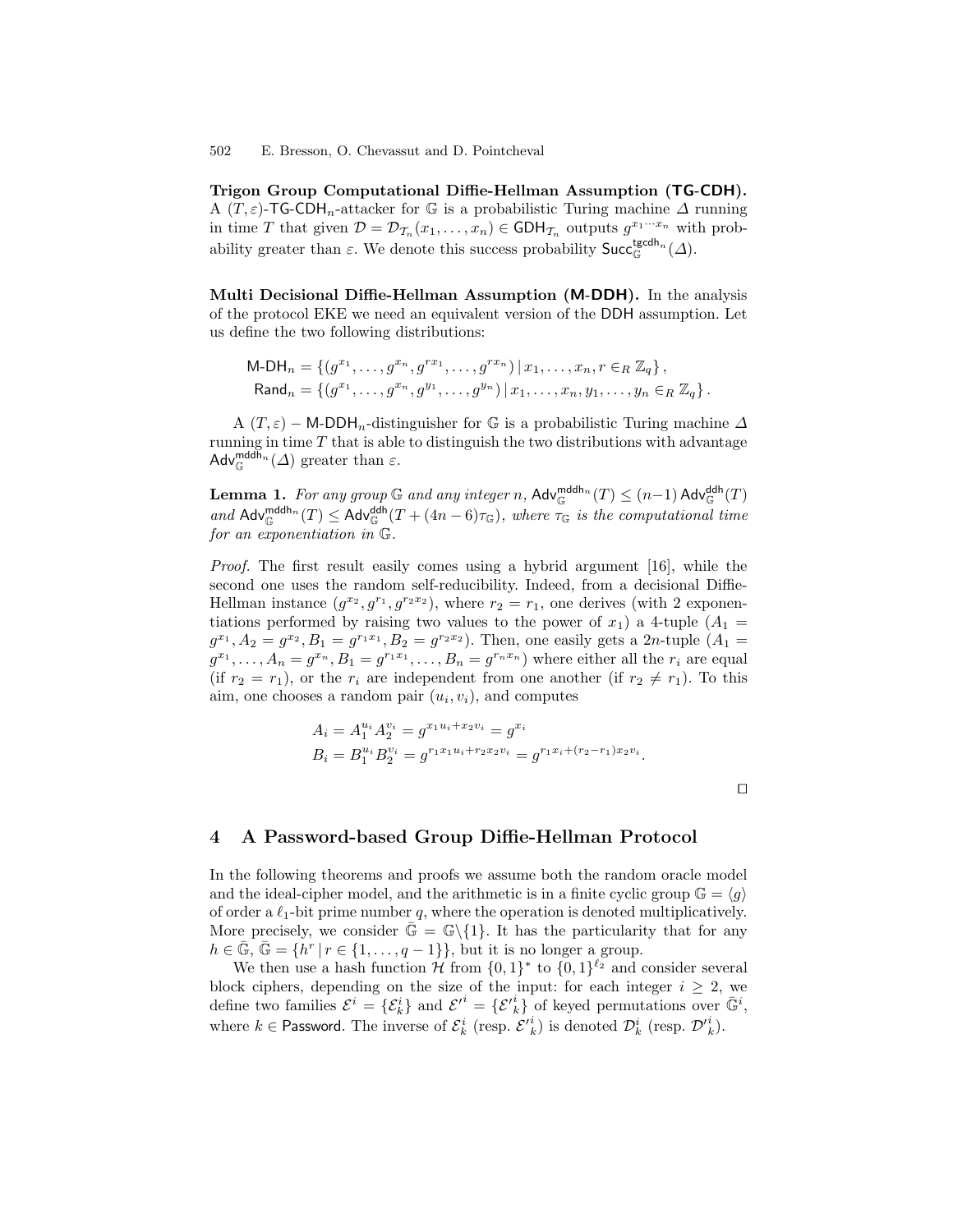**Trigon Group Computational Diffie-Hellman Assumption (TG-CDH).** A $(T, \varepsilon)$-$\mathsf{TG\text{-}CDH}_n$-attacker for $\mathbb{G}$ is a probabilistic Turing machine $\Delta$ running in time $T$ that given $\mathcal{D} = \mathcal{D}_{\mathcal{T}_n}(x_1, \ldots, x_n) \in \mathsf{GDH}_{\mathcal{T}_n}$ outputs $g^{x_1 \cdots x_n}$ with probability greater than $\varepsilon$. We denote this success probability $\mathsf{Succ}_{\mathbb{G}}^{\mathsf{tgcdh}_n}(\Delta)$.

**Multi Decisional Diffie-Hellman Assumption (M-DDH).** In the analysis of the protocol EKE we need an equivalent version of the DDH assumption. Let us define the two following distributions:

$$\mathsf{M\text{-}DH}_n = \{(g^{x_1}, \ldots, g^{x_n}, g^{rx_1}, \ldots, g^{rx_n}) \,|\, x_1, \ldots, x_n, r \in_R \mathbb{Z}_q\},$$
$$\mathsf{Rand}_n = \{(g^{x_1}, \ldots, g^{x_n}, g^{y_1}, \ldots, g^{y_n}) \,|\, x_1, \ldots, x_n, y_1, \ldots, y_n \in_R \mathbb{Z}_q\}.$$

A $(T, \varepsilon) - \mathsf{M\text{-}DDH}_n$-distinguisher for $\mathbb{G}$ is a probabilistic Turing machine $\Delta$ running in time $T$ that is able to distinguish the two distributions with advantage $\mathsf{Adv}_{\mathbb{G}}^{\mathsf{mddh}_n}(\Delta)$ greater than $\varepsilon$.

**Lemma 1.** *For any group $\mathbb{G}$ and any integer $n$, $\mathsf{Adv}_{\mathbb{G}}^{\mathsf{mddh}_n}(T) \leq (n-1)\,\mathsf{Adv}_{\mathbb{G}}^{\mathsf{ddh}}(T)$ and $\mathsf{Adv}_{\mathbb{G}}^{\mathsf{mddh}_n}(T) \leq \mathsf{Adv}_{\mathbb{G}}^{\mathsf{ddh}}(T + (4n-6)\tau_{\mathbb{G}})$, where $\tau_{\mathbb{G}}$ is the computational time for an exponentiation in $\mathbb{G}$.*

*Proof.* The first result easily comes using a hybrid argument [16], while the second one uses the random self-reducibility. Indeed, from a decisional Diffie-Hellman instance $(g^{x_2}, g^{r_1}, g^{r_2 x_2})$, where $r_2 = r_1$, one derives (with 2 exponentiations performed by raising two values to the power of $x_1$) a 4-tuple $(A_1 = g^{x_1}, A_2 = g^{x_2}, B_1 = g^{r_1 x_1}, B_2 = g^{r_2 x_2})$. Then, one easily gets a $2n$-tuple $(A_1 = g^{x_1}, \ldots, A_n = g^{x_n}, B_1 = g^{r_1 x_1}, \ldots, B_n = g^{r_n x_n})$ where either all the $r_i$ are equal (if $r_2 = r_1$), or the $r_i$ are independent from one another (if $r_2 \neq r_1$). To this aim, one chooses a random pair $(u_i, v_i)$, and computes

$$A_i = A_1^{u_i} A_2^{v_i} = g^{x_1 u_i + x_2 v_i} = g^{x_i}$$
$$B_i = B_1^{u_i} B_2^{v_i} = g^{r_1 x_1 u_i + r_2 x_2 v_i} = g^{r_1 x_i + (r_2 - r_1) x_2 v_i}.$$

□

## 4 A Password-based Group Diffie-Hellman Protocol

In the following theorems and proofs we assume both the random oracle model and the ideal-cipher model, and the arithmetic is in a finite cyclic group $\mathbb{G} = \langle g \rangle$ of order a $\ell_1$-bit prime number $q$, where the operation is denoted multiplicatively. More precisely, we consider $\bar{\mathbb{G}} = \mathbb{G} \backslash \{1\}$. It has the particularity that for any $h \in \bar{\mathbb{G}}$, $\bar{\mathbb{G}} = \{h^r \,|\, r \in \{1, \ldots, q-1\}\}$, but it is no longer a group.

We then use a hash function $\mathcal{H}$ from $\{0,1\}^*$ to $\{0,1\}^{\ell_2}$ and consider several block ciphers, depending on the size of the input: for each integer $i \geq 2$, we define two families $\mathcal{E}^i = \{\mathcal{E}_k^i\}$ and $\mathcal{E'}^i = \{\mathcal{E'}_k^i\}$ of keyed permutations over $\bar{\mathbb{G}}^i$, where $k \in \mathsf{Password}$. The inverse of $\mathcal{E}_k^i$ (resp. $\mathcal{E'}_k^i$) is denoted $\mathcal{D}_k^i$ (resp. $\mathcal{D'}_k^i$).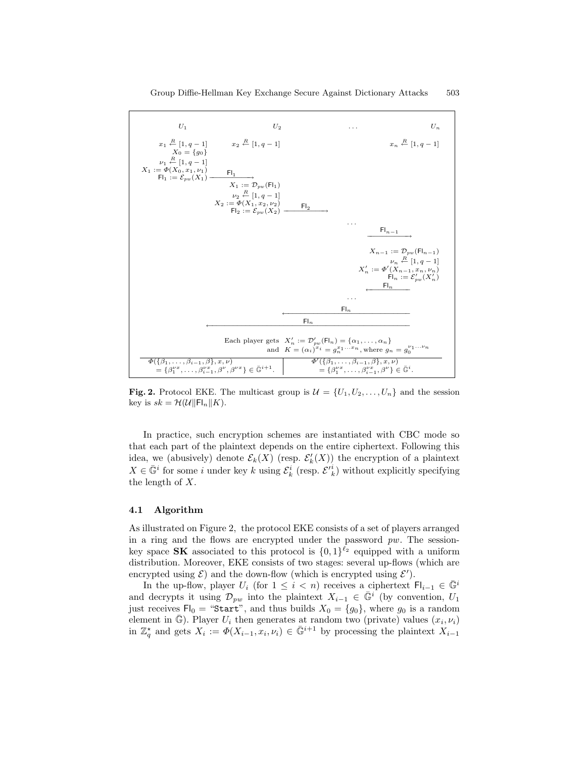$U_1$ | $U_2$ | ... | $U_n$

$x_1 \stackrel{R}{\leftarrow} [1, q-1]$ $\quad x_2 \stackrel{R}{\leftarrow} [1, q-1]$ $\quad x_n \stackrel{R}{\leftarrow} [1, q-1]$

$U_1$: $X_0 = \{g_0\}$, $\nu_1 \stackrel{R}{\leftarrow} [1, q-1]$, $X_1 := \Phi(X_0, x_1, \nu_1)$, $\mathsf{Fl}_1 := \mathcal{E}_{pw}(X_1)$ $\xrightarrow{\mathsf{Fl}_1}$

$U_2$: $X_1 := \mathcal{D}_{pw}(\mathsf{Fl}_1)$, $\nu_2 \stackrel{R}{\leftarrow} [1, q-1]$, $X_2 := \Phi(X_1, x_2, \nu_2)$, $\mathsf{Fl}_2 := \mathcal{E}_{pw}(X_2)$ $\xrightarrow{\mathsf{Fl}_2}$

...

$\xrightarrow{\mathsf{Fl}_{n-1}}$

$U_n$: $X_{n-1} := \mathcal{D}_{pw}(\mathsf{Fl}_{n-1})$, $\nu_n \stackrel{R}{\leftarrow} [1, q-1]$, $X'_n := \Phi'(X_{n-1}, x_n, \nu_n)$, $\mathsf{Fl}_n := \mathcal{E}'_{pw}(X'_n)$ $\xleftarrow{\mathsf{Fl}_n}$

...

$\xleftarrow{\mathsf{Fl}_n}$ (to $U_2$)

$\xleftarrow{\mathsf{Fl}_n}$ (to $U_1$)

Each player gets $X'_n := \mathcal{D}'_{pw}(\mathsf{Fl}_n) = \{\alpha_1, \ldots, \alpha_n\}$
and $K = (\alpha_i)^{x_i} = g_n^{x_1 \cdots x_n}$, where $g_n = g_0^{\nu_1 \cdots \nu_n}$

| $\Phi(\{\beta_1, \ldots, \beta_{i-1}, \beta\}, x, \nu)$ $= \{\beta_1^{\nu x}, \ldots, \beta_{i-1}^{\nu x}, \beta^\nu, \beta^{\nu x}\} \in \bar{\mathbb{G}}^{i+1}$. | $\Phi'(\{\beta_1, \ldots, \beta_{i-1}, \beta\}, x, \nu)$ $= \{\beta_1^{\nu x}, \ldots, \beta_{i-1}^{\nu x}, \beta^\nu\} \in \bar{\mathbb{G}}^i$. |
|---|---|

**Fig. 2.** Protocol EKE. The multicast group is $\mathcal{U} = \{U_1, U_2, \ldots, U_n\}$ and the session key is $sk = \mathcal{H}(\mathcal{U} \| \mathsf{Fl}_n \| K)$.

In practice, such encryption schemes are instantiated with CBC mode so that each part of the plaintext depends on the entire ciphertext. Following this idea, we (abusively) denote $\mathcal{E}_k(X)$ (resp. $\mathcal{E}'_k(X)$) the encryption of a plaintext $X \in \bar{\mathbb{G}}^i$ for some $i$ under key $k$ using $\mathcal{E}_k^i$ (resp. $\mathcal{E}'^i_k$) without explicitly specifying the length of $X$.

### 4.1 Algorithm

As illustrated on Figure 2, the protocol EKE consists of a set of players arranged in a ring and the flows are encrypted under the password $pw$. The session-key space **SK** associated to this protocol is $\{0,1\}^{\ell_2}$ equipped with a uniform distribution. Moreover, EKE consists of two stages: several up-flows (which are encrypted using $\mathcal{E}$) and the down-flow (which is encrypted using $\mathcal{E}'$).

In the up-flow, player $U_i$ (for $1 \leq i < n$) receives a ciphertext $\mathsf{Fl}_{i-1} \in \mathbb{G}^i$ and decrypts it using $\mathcal{D}_{pw}$ into the plaintext $X_{i-1} \in \bar{\mathbb{G}}^i$ (by convention, $U_1$ just receives $\mathsf{Fl}_0 =$ "`Start`", and thus builds $X_0 = \{g_0\}$, where $g_0$ is a random element in $\bar{\mathbb{G}}$). Player $U_i$ then generates at random two (private) values $(x_i, \nu_i)$ in $\mathbb{Z}_q^\star$ and gets $X_i := \Phi(X_{i-1}, x_i, \nu_i) \in \bar{\mathbb{G}}^{i+1}$ by processing the plaintext $X_{i-1}$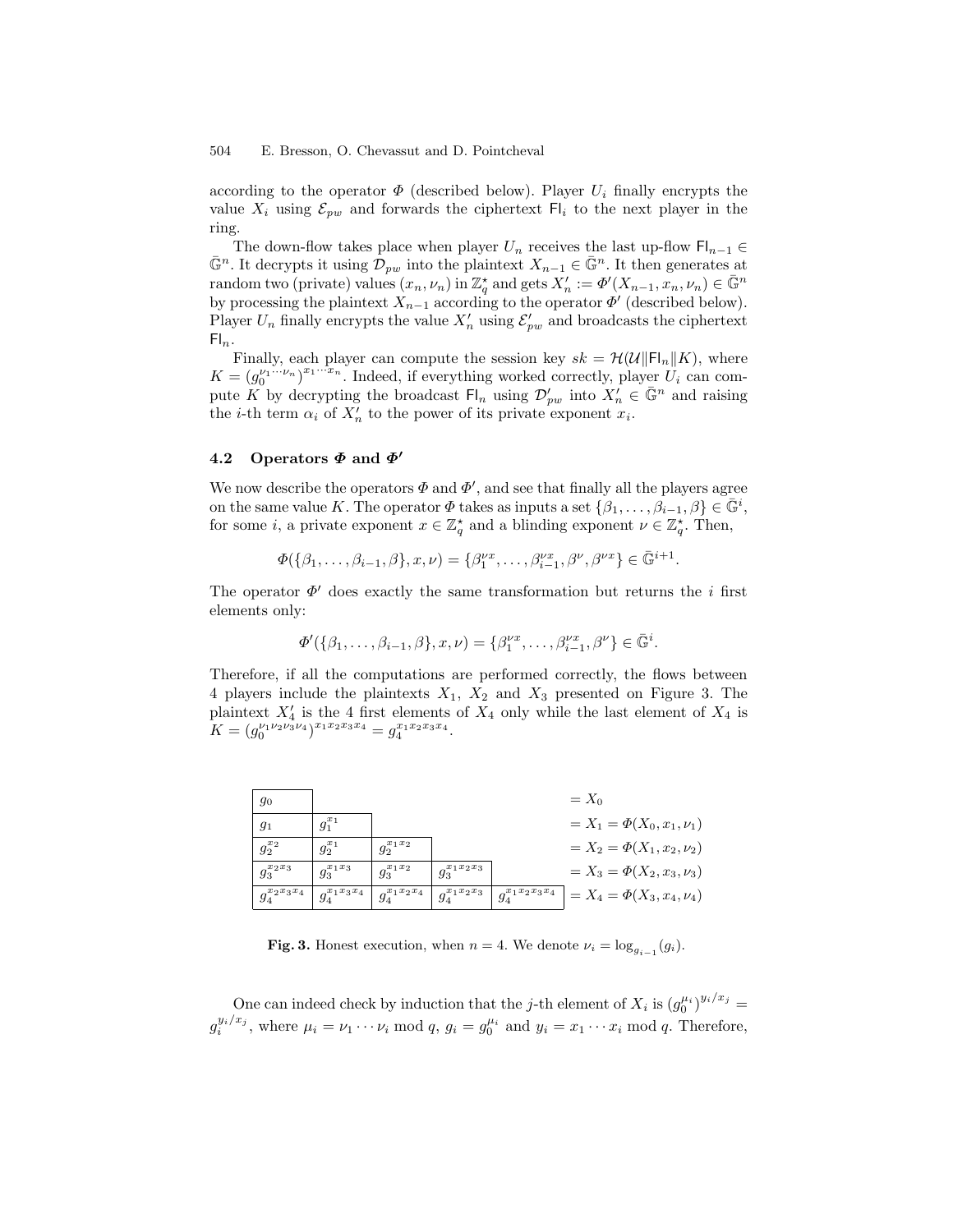according to the operator $\Phi$ (described below). Player $U_i$ finally encrypts the value $X_i$ using $\mathcal{E}_{pw}$ and forwards the ciphertext $\mathsf{Fl}_i$ to the next player in the ring.

The down-flow takes place when player $U_n$ receives the last up-flow $\mathsf{Fl}_{n-1} \in \bar{\mathbb{G}}^n$. It decrypts it using $\mathcal{D}_{pw}$ into the plaintext $X_{n-1} \in \bar{\mathbb{G}}^n$. It then generates at random two (private) values $(x_n, \nu_n)$ in $\mathbb{Z}_q^\star$ and gets $X'_n := \Phi'(X_{n-1}, x_n, \nu_n) \in \bar{\mathbb{G}}^n$ by processing the plaintext $X_{n-1}$ according to the operator $\Phi'$ (described below). Player $U_n$ finally encrypts the value $X'_n$ using $\mathcal{E}'_{pw}$ and broadcasts the ciphertext $\mathsf{Fl}_n$.

Finally, each player can compute the session key $sk = \mathcal{H}(\mathcal{U} \| \mathsf{Fl}_n \| K)$, where $K = (g_0^{\nu_1 \cdots \nu_n})^{x_1 \cdots x_n}$. Indeed, if everything worked correctly, player $U_i$ can compute $K$ by decrypting the broadcast $\mathsf{Fl}_n$ using $\mathcal{D}'_{pw}$ into $X'_n \in \bar{\mathbb{G}}^n$ and raising the $i$-th term $\alpha_i$ of $X'_n$ to the power of its private exponent $x_i$.

### 4.2 Operators $\Phi$ and $\Phi'$

We now describe the operators $\Phi$ and $\Phi'$, and see that finally all the players agree on the same value $K$. The operator $\Phi$ takes as inputs a set $\{\beta_1, \ldots, \beta_{i-1}, \beta\} \in \bar{\mathbb{G}}^i$, for some $i$, a private exponent $x \in \mathbb{Z}_q^\star$ and a blinding exponent $\nu \in \mathbb{Z}_q^\star$. Then,

$$\Phi(\{\beta_1, \ldots, \beta_{i-1}, \beta\}, x, \nu) = \{\beta_1^{\nu x}, \ldots, \beta_{i-1}^{\nu x}, \beta^{\nu}, \beta^{\nu x}\} \in \bar{\mathbb{G}}^{i+1}.$$

The operator $\Phi'$ does exactly the same transformation but returns the $i$ first elements only:

$$\Phi'(\{\beta_1, \ldots, \beta_{i-1}, \beta\}, x, \nu) = \{\beta_1^{\nu x}, \ldots, \beta_{i-1}^{\nu x}, \beta^{\nu}\} \in \bar{\mathbb{G}}^{i}.$$

Therefore, if all the computations are performed correctly, the flows between 4 players include the plaintexts $X_1$, $X_2$ and $X_3$ presented on Figure 3. The plaintext $X'_4$ is the 4 first elements of $X_4$ only while the last element of $X_4$ is $K = (g_0^{\nu_1 \nu_2 \nu_3 \nu_4})^{x_1 x_2 x_3 x_4} = g_4^{x_1 x_2 x_3 x_4}$.

| | | | | | |
|---|---|---|---|---|---|
| $g_0$ | | | | | $= X_0$ |
| $g_1$ | $g_1^{x_1}$ | | | | $= X_1 = \Phi(X_0, x_1, \nu_1)$ |
| $g_2^{x_2}$ | $g_2^{x_1}$ | $g_2^{x_1 x_2}$ | | | $= X_2 = \Phi(X_1, x_2, \nu_2)$ |
| $g_3^{x_2 x_3}$ | $g_3^{x_1 x_3}$ | $g_3^{x_1 x_2}$ | $g_3^{x_1 x_2 x_3}$ | | $= X_3 = \Phi(X_2, x_3, \nu_3)$ |
| $g_4^{x_2 x_3 x_4}$ | $g_4^{x_1 x_3 x_4}$ | $g_4^{x_1 x_2 x_4}$ | $g_4^{x_1 x_2 x_3}$ | $g_4^{x_1 x_2 x_3 x_4}$ | $= X_4 = \Phi(X_3, x_4, \nu_4)$ |

**Fig. 3.** Honest execution, when $n = 4$. We denote $\nu_i = \log_{g_{i-1}}(g_i)$.

One can indeed check by induction that the $j$-th element of $X_i$ is $(g_0^{\mu_i})^{y_i/x_j} = g_i^{y_i/x_j}$, where $\mu_i = \nu_1 \cdots \nu_i \bmod q$, $g_i = g_0^{\mu_i}$ and $y_i = x_1 \cdots x_i \bmod q$. Therefore,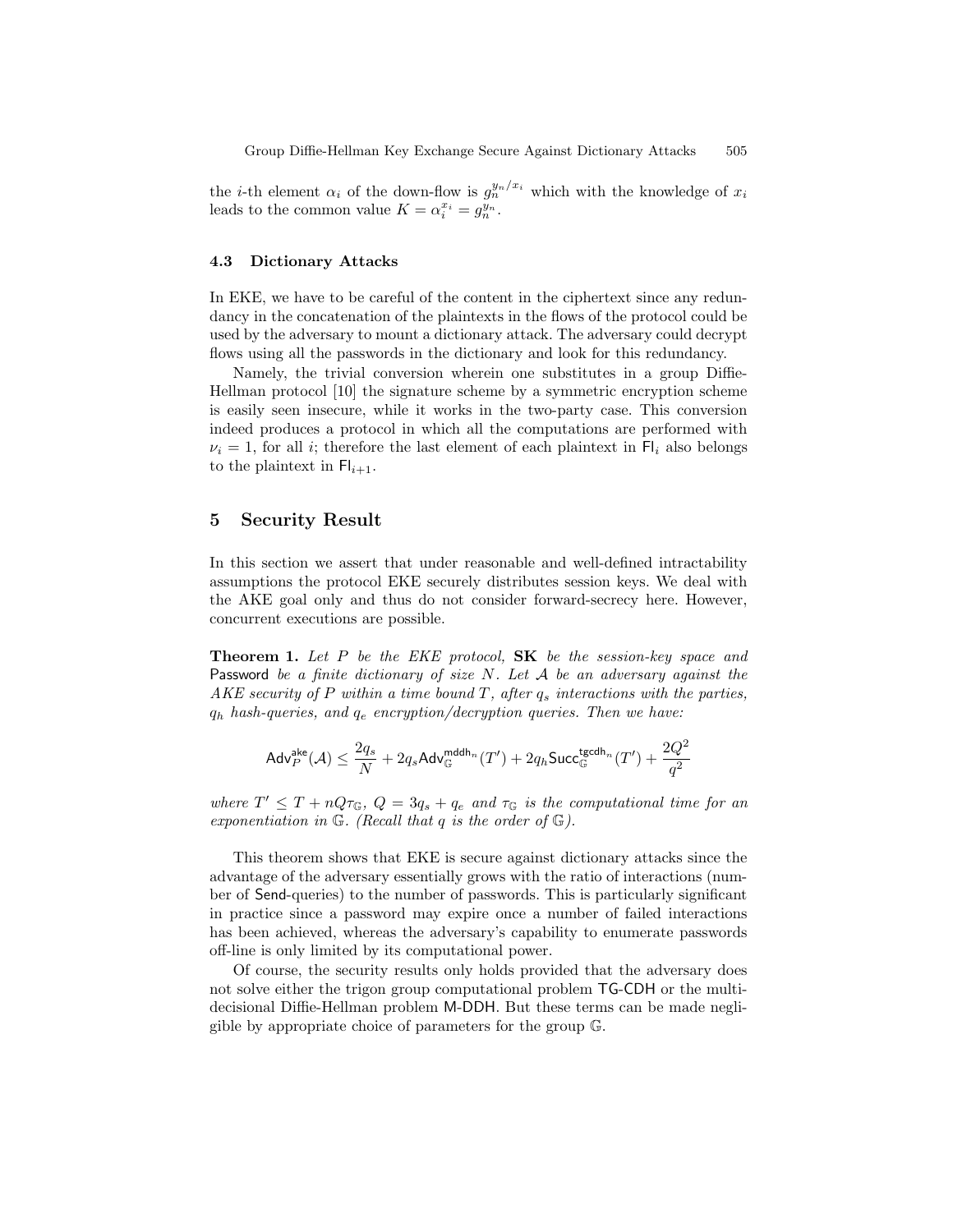the $i$-th element $\alpha_i$ of the down-flow is $g_n^{y_n/x_i}$ which with the knowledge of $x_i$ leads to the common value $K = \alpha_i^{x_i} = g_n^{y_n}$.

### 4.3 Dictionary Attacks

In EKE, we have to be careful of the content in the ciphertext since any redundancy in the concatenation of the plaintexts in the flows of the protocol could be used by the adversary to mount a dictionary attack. The adversary could decrypt flows using all the passwords in the dictionary and look for this redundancy.

Namely, the trivial conversion wherein one substitutes in a group Diffie-Hellman protocol [10] the signature scheme by a symmetric encryption scheme is easily seen insecure, while it works in the two-party case. This conversion indeed produces a protocol in which all the computations are performed with $\nu_i = 1$, for all $i$; therefore the last element of each plaintext in $\mathsf{Fl}_i$ also belongs to the plaintext in $\mathsf{Fl}_{i+1}$.

## 5 Security Result

In this section we assert that under reasonable and well-defined intractability assumptions the protocol EKE securely distributes session keys. We deal with the AKE goal only and thus do not consider forward-secrecy here. However, concurrent executions are possible.

**Theorem 1.** *Let $P$ be the EKE protocol,* **SK** *be the session-key space and* Password *be a finite dictionary of size $N$. Let $\mathcal{A}$ be an adversary against the AKE security of $P$ within a time bound $T$, after $q_s$ interactions with the parties, $q_h$ hash-queries, and $q_e$ encryption/decryption queries. Then we have:*

$$\mathsf{Adv}_P^{\mathsf{ake}}(\mathcal{A}) \leq \frac{2q_s}{N} + 2q_s \mathsf{Adv}_{\mathbb{G}}^{\mathsf{mddh}_n}(T') + 2q_h \mathsf{Succ}_{\mathbb{G}}^{\mathsf{tgcdh}_n}(T') + \frac{2Q^2}{q^2}$$

*where $T' \leq T + nQ\tau_{\mathbb{G}}$, $Q = 3q_s + q_e$ and $\tau_{\mathbb{G}}$ is the computational time for an exponentiation in $\mathbb{G}$. (Recall that $q$ is the order of $\mathbb{G}$).*

This theorem shows that EKE is secure against dictionary attacks since the advantage of the adversary essentially grows with the ratio of interactions (number of Send-queries) to the number of passwords. This is particularly significant in practice since a password may expire once a number of failed interactions has been achieved, whereas the adversary's capability to enumerate passwords off-line is only limited by its computational power.

Of course, the security results only holds provided that the adversary does not solve either the trigon group computational problem TG-CDH or the multi-decisional Diffie-Hellman problem M-DDH. But these terms can be made negligible by appropriate choice of parameters for the group $\mathbb{G}$.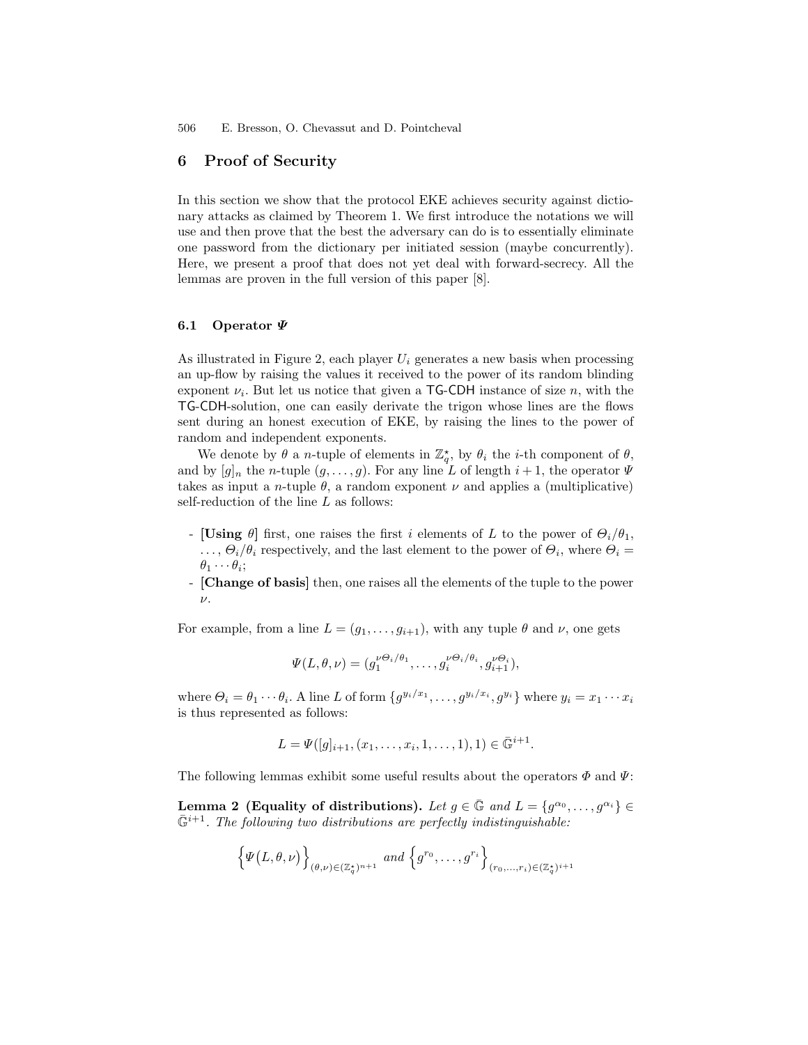## 6 Proof of Security

In this section we show that the protocol EKE achieves security against dictionary attacks as claimed by Theorem 1. We first introduce the notations we will use and then prove that the best the adversary can do is to essentially eliminate one password from the dictionary per initiated session (maybe concurrently). Here, we present a proof that does not yet deal with forward-secrecy. All the lemmas are proven in the full version of this paper [8].

### 6.1 Operator $\Psi$

As illustrated in Figure 2, each player $U_i$ generates a new basis when processing an up-flow by raising the values it received to the power of its random blinding exponent $\nu_i$. But let us notice that given a TG-CDH instance of size $n$, with the TG-CDH-solution, one can easily derivate the trigon whose lines are the flows sent during an honest execution of EKE, by raising the lines to the power of random and independent exponents.

We denote by $\theta$ a $n$-tuple of elements in $\mathbb{Z}_q^\star$, by $\theta_i$ the $i$-th component of $\theta$, and by $[g]_n$ the $n$-tuple $(g, \ldots, g)$. For any line $L$ of length $i+1$, the operator $\Psi$ takes as input a $n$-tuple $\theta$, a random exponent $\nu$ and applies a (multiplicative) self-reduction of the line $L$ as follows:

- **[Using $\theta$]** first, one raises the first $i$ elements of $L$ to the power of $\Theta_i/\theta_1$, $\ldots$, $\Theta_i/\theta_i$ respectively, and the last element to the power of $\Theta_i$, where $\Theta_i = \theta_1 \cdots \theta_i$;
- **[Change of basis]** then, one raises all the elements of the tuple to the power $\nu$.

For example, from a line $L = (g_1, \ldots, g_{i+1})$, with any tuple $\theta$ and $\nu$, one gets

$$\Psi(L, \theta, \nu) = (g_1^{\nu\Theta_i/\theta_1}, \ldots, g_i^{\nu\Theta_i/\theta_i}, g_{i+1}^{\nu\Theta_i}),$$

where $\Theta_i = \theta_1 \cdots \theta_i$. A line $L$ of form $\{g^{y_i/x_1}, \ldots, g^{y_i/x_i}, g^{y_i}\}$ where $y_i = x_1 \cdots x_i$ is thus represented as follows:

$$L = \Psi([g]_{i+1}, (x_1, \ldots, x_i, 1, \ldots, 1), 1) \in \bar{\mathbb{G}}^{i+1}.$$

The following lemmas exhibit some useful results about the operators $\Phi$ and $\Psi$:

**Lemma 2 (Equality of distributions).** *Let $g \in \bar{\mathbb{G}}$ and $L = \{g^{\alpha_0}, \ldots, g^{\alpha_i}\} \in \bar{\mathbb{G}}^{i+1}$. The following two distributions are perfectly indistinguishable:*

$$\Big\{\Psi\big(L, \theta, \nu\big)\Big\}_{(\theta,\nu)\in(\mathbb{Z}_q^\star)^{n+1}} \text{ and } \Big\{g^{r_0}, \ldots, g^{r_i}\Big\}_{(r_0,\ldots,r_i)\in(\mathbb{Z}_q^\star)^{i+1}}$$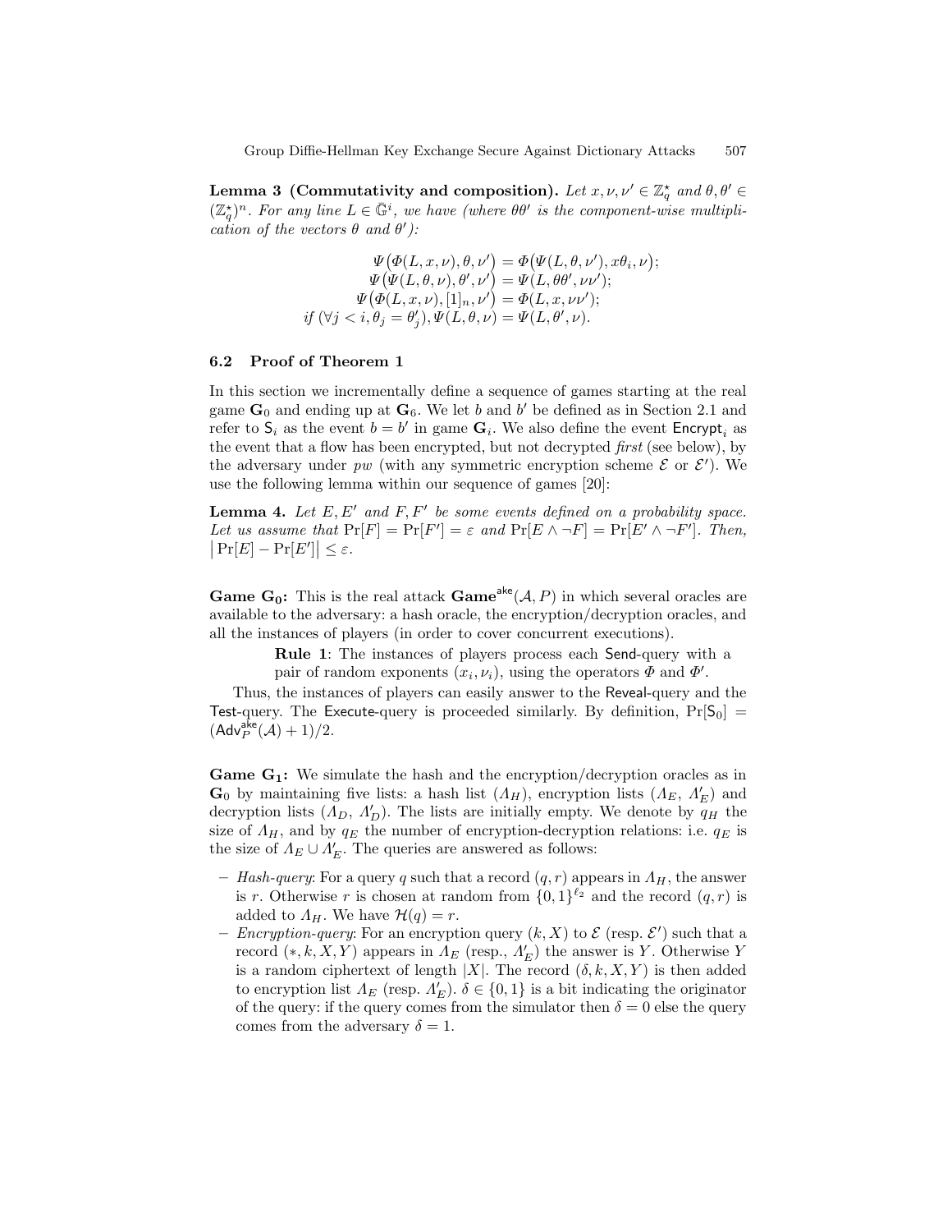**Lemma 3 (Commutativity and composition).** *Let $x, \nu, \nu' \in \mathbb{Z}_q^\star$ and $\theta, \theta' \in (\mathbb{Z}_q^\star)^n$. For any line $L \in \bar{\mathbb{G}}^i$, we have (where $\theta\theta'$ is the component-wise multiplication of the vectors $\theta$ and $\theta'$):*

$$\begin{aligned}
\Psi\big(\Phi(L, x, \nu), \theta, \nu'\big) &= \Phi\big(\Psi(L, \theta, \nu'), x\theta_i, \nu\big);\\
\Psi\big(\Psi(L, \theta, \nu), \theta', \nu'\big) &= \Psi(L, \theta\theta', \nu\nu');\\
\Psi\big(\Phi(L, x, \nu), [1]_n, \nu'\big) &= \Phi(L, x, \nu\nu');\\
\textit{if } (\forall j < i, \theta_j = \theta'_j), \Psi(L, \theta, \nu) &= \Psi(L, \theta', \nu).
\end{aligned}$$

### 6.2 Proof of Theorem 1

In this section we incrementally define a sequence of games starting at the real game $\mathbf{G}_0$ and ending up at $\mathbf{G}_6$. We let $b$ and $b'$ be defined as in Section 2.1 and refer to $\mathsf{S}_i$ as the event $b = b'$ in game $\mathbf{G}_i$. We also define the event $\mathsf{Encrypt}_i$ as the event that a flow has been encrypted, but not decrypted *first* (see below), by the adversary under $pw$ (with any symmetric encryption scheme $\mathcal{E}$ or $\mathcal{E}'$). We use the following lemma within our sequence of games [20]:

**Lemma 4.** *Let $E, E'$ and $F, F'$ be some events defined on a probability space. Let us assume that $\Pr[F] = \Pr[F'] = \varepsilon$ and $\Pr[E \wedge \neg F] = \Pr[E' \wedge \neg F']$. Then, $\big|\Pr[E] - \Pr[E']\big| \leq \varepsilon$.*

**Game $\mathbf{G_0}$:** This is the real attack $\mathbf{Game}^{\mathsf{ake}}(\mathcal{A}, P)$ in which several oracles are available to the adversary: a hash oracle, the encryption/decryption oracles, and all the instances of players (in order to cover concurrent executions).

> **Rule 1**: The instances of players process each $\mathsf{Send}$-query with a pair of random exponents $(x_i, \nu_i)$, using the operators $\Phi$ and $\Phi'$.

Thus, the instances of players can easily answer to the $\mathsf{Reveal}$-query and the $\mathsf{Test}$-query. The $\mathsf{Execute}$-query is proceeded similarly. By definition, $\Pr[\mathsf{S}_0] = (\mathsf{Adv}_P^{\mathsf{ake}}(\mathcal{A}) + 1)/2$.

**Game $\mathbf{G_1}$:** We simulate the hash and the encryption/decryption oracles as in $\mathbf{G}_0$ by maintaining five lists: a hash list ($\Lambda_H$), encryption lists ($\Lambda_E$, $\Lambda'_E$) and decryption lists ($\Lambda_D$, $\Lambda'_D$). The lists are initially empty. We denote by $q_H$ the size of $\Lambda_H$, and by $q_E$ the number of encryption-decryption relations: i.e. $q_E$ is the size of $\Lambda_E \cup \Lambda'_E$. The queries are answered as follows:

- *Hash-query*: For a query $q$ such that a record $(q, r)$ appears in $\Lambda_H$, the answer is $r$. Otherwise $r$ is chosen at random from $\{0,1\}^{\ell_2}$ and the record $(q, r)$ is added to $\Lambda_H$. We have $\mathcal{H}(q) = r$.
- *Encryption-query*: For an encryption query $(k, X)$ to $\mathcal{E}$ (resp. $\mathcal{E}'$) such that a record $(*, k, X, Y)$ appears in $\Lambda_E$ (resp., $\Lambda'_E$) the answer is $Y$. Otherwise $Y$ is a random ciphertext of length $|X|$. The record $(\delta, k, X, Y)$ is then added to encryption list $\Lambda_E$ (resp. $\Lambda'_E$). $\delta \in \{0,1\}$ is a bit indicating the originator of the query: if the query comes from the simulator then $\delta = 0$ else the query comes from the adversary $\delta = 1$.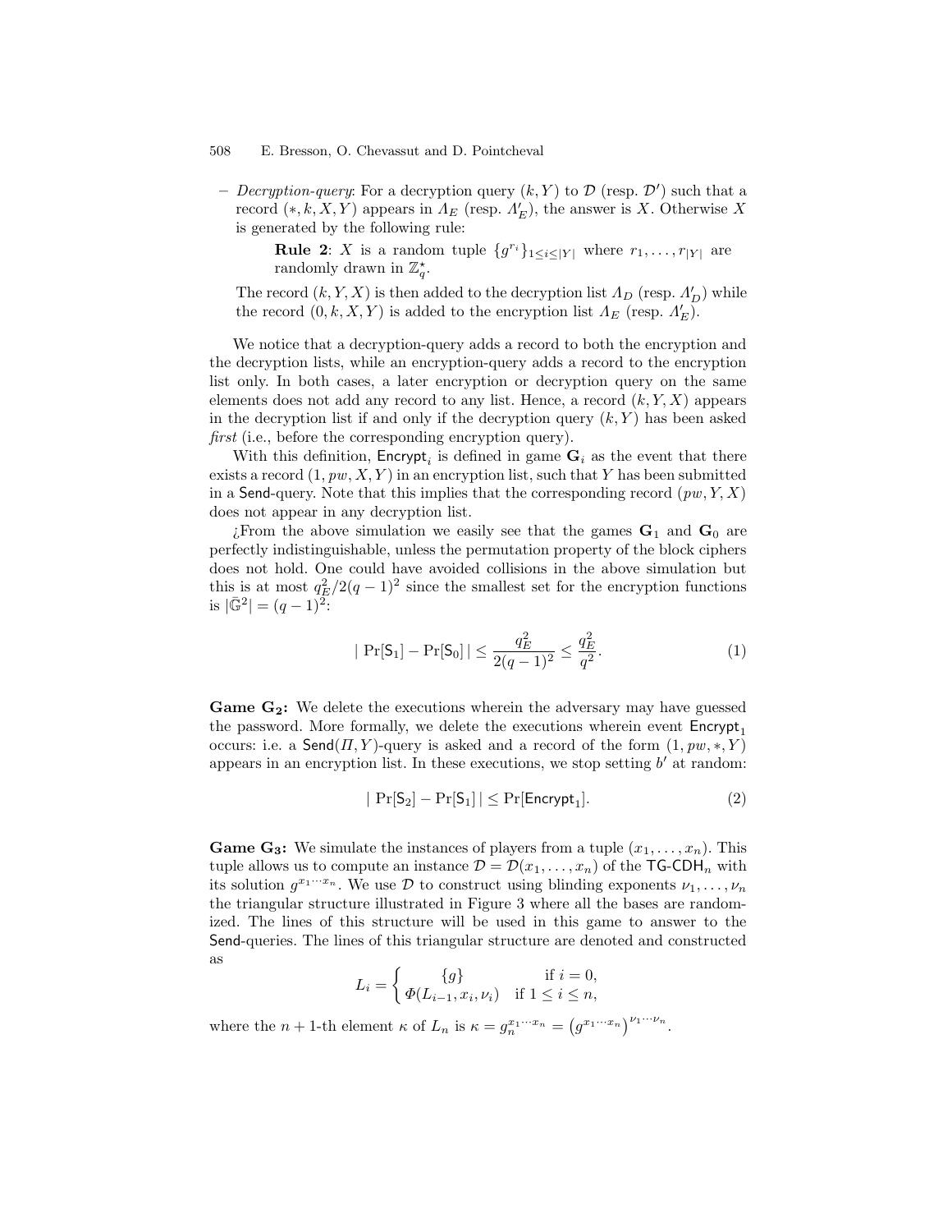– *Decryption-query*: For a decryption query $(k, Y)$ to $\mathcal{D}$ (resp. $\mathcal{D}'$) such that a record $(*, k, X, Y)$ appears in $\Lambda_E$ (resp. $\Lambda'_E$), the answer is $X$. Otherwise $X$ is generated by the following rule:

  **Rule 2**: $X$ is a random tuple $\{g^{r_i}\}_{1 \leq i \leq |Y|}$ where $r_1, \ldots, r_{|Y|}$ are randomly drawn in $\mathbb{Z}_q^\star$.

  The record $(k, Y, X)$ is then added to the decryption list $\Lambda_D$ (resp. $\Lambda'_D$) while the record $(0, k, X, Y)$ is added to the encryption list $\Lambda_E$ (resp. $\Lambda'_E$).

We notice that a decryption-query adds a record to both the encryption and the decryption lists, while an encryption-query adds a record to the encryption list only. In both cases, a later encryption or decryption query on the same elements does not add any record to any list. Hence, a record $(k, Y, X)$ appears in the decryption list if and only if the decryption query $(k, Y)$ has been asked *first* (i.e., before the corresponding encryption query).

With this definition, $\mathsf{Encrypt}_i$ is defined in game $\mathbf{G}_i$ as the event that there exists a record $(1, pw, X, Y)$ in an encryption list, such that $Y$ has been submitted in a $\mathsf{Send}$-query. Note that this implies that the corresponding record $(pw, Y, X)$ does not appear in any decryption list.

¿From the above simulation we easily see that the games $\mathbf{G}_1$ and $\mathbf{G}_0$ are perfectly indistinguishable, unless the permutation property of the block ciphers does not hold. One could have avoided collisions in the above simulation but this is at most $q_E^2/2(q-1)^2$ since the smallest set for the encryption functions is $|\bar{\mathbb{G}}^2| = (q-1)^2$:

$$| \Pr[\mathsf{S}_1] - \Pr[\mathsf{S}_0] | \leq \frac{q_E^2}{2(q-1)^2} \leq \frac{q_E^2}{q^2}. \tag{1}$$

**Game $\mathbf{G_2}$:** We delete the executions wherein the adversary may have guessed the password. More formally, we delete the executions wherein event $\mathsf{Encrypt}_1$ occurs: i.e. a $\mathsf{Send}(\Pi, Y)$-query is asked and a record of the form $(1, pw, *, Y)$ appears in an encryption list. In these executions, we stop setting $b'$ at random:

$$| \Pr[\mathsf{S}_2] - \Pr[\mathsf{S}_1] | \leq \Pr[\mathsf{Encrypt}_1]. \tag{2}$$

**Game $\mathbf{G_3}$:** We simulate the instances of players from a tuple $(x_1, \ldots, x_n)$. This tuple allows us to compute an instance $\mathcal{D} = \mathcal{D}(x_1, \ldots, x_n)$ of the $\mathsf{TG\text{-}CDH}_n$ with its solution $g^{x_1 \cdots x_n}$. We use $\mathcal{D}$ to construct using blinding exponents $\nu_1, \ldots, \nu_n$ the triangular structure illustrated in Figure 3 where all the bases are randomized. The lines of this structure will be used in this game to answer to the $\mathsf{Send}$-queries. The lines of this triangular structure are denoted and constructed as

$$L_i = \begin{cases} \{g\} & \text{if } i = 0, \\ \Phi(L_{i-1}, x_i, \nu_i) & \text{if } 1 \leq i \leq n, \end{cases}$$

where the $n+1$-th element $\kappa$ of $L_n$ is $\kappa = g_n^{x_1 \cdots x_n} = \left(g^{x_1 \cdots x_n}\right)^{\nu_1 \cdots \nu_n}$.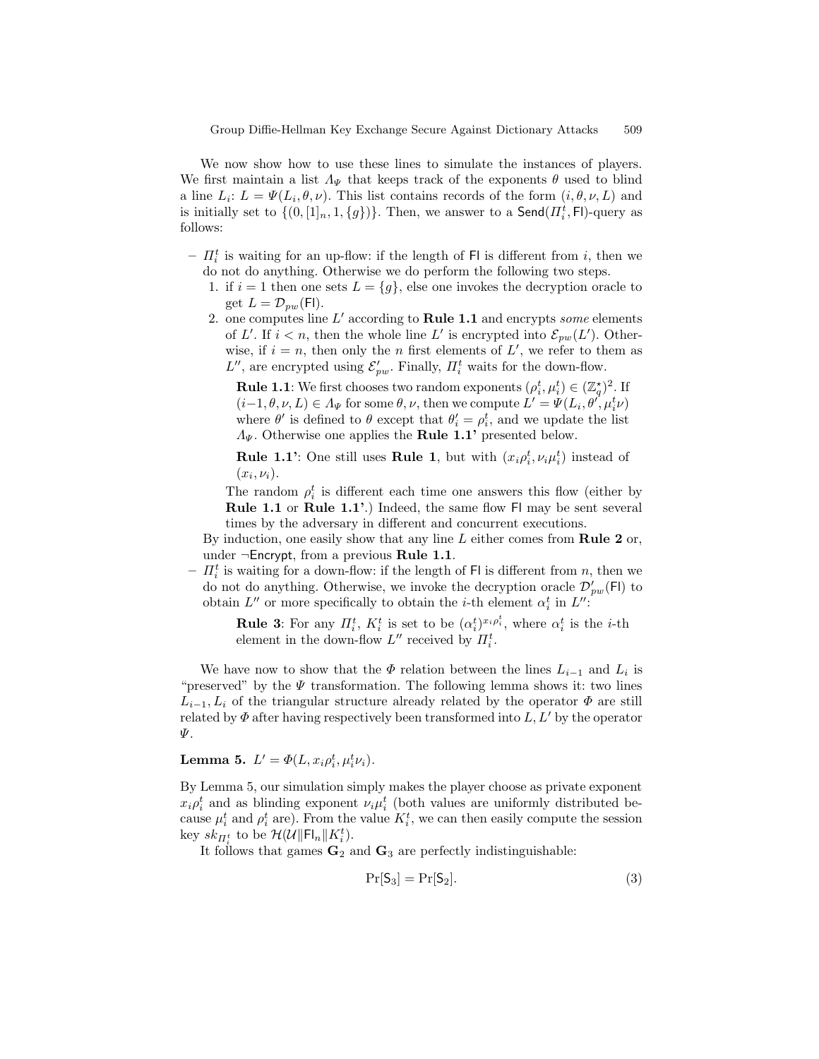We now show how to use these lines to simulate the instances of players. We first maintain a list $\Lambda_\Psi$ that keeps track of the exponents $\theta$ used to blind a line $L_i$: $L = \Psi(L_i, \theta, \nu)$. This list contains records of the form $(i, \theta, \nu, L)$ and is initially set to $\{(0, [1]_n, 1, \{g\})\}$. Then, we answer to a $\mathsf{Send}(\Pi_i^t, \mathsf{Fl})$-query as follows:

- $\Pi_i^t$ is waiting for an up-flow: if the length of $\mathsf{Fl}$ is different from $i$, then we do not do anything. Otherwise we do perform the following two steps.
  1. if $i = 1$ then one sets $L = \{g\}$, else one invokes the decryption oracle to get $L = \mathcal{D}_{pw}(\mathsf{Fl})$.
  2. one computes line $L'$ according to **Rule 1.1** and encrypts *some* elements of $L'$. If $i < n$, then the whole line $L'$ is encrypted into $\mathcal{E}_{pw}(L')$. Otherwise, if $i = n$, then only the $n$ first elements of $L'$, we refer to them as $L''$, are encrypted using $\mathcal{E}'_{pw}$. Finally, $\Pi_i^t$ waits for the down-flow.

     **Rule 1.1**: We first chooses two random exponents $(\rho_i^t, \mu_i^t) \in (\mathbb{Z}_q^\star)^2$. If $(i-1, \theta, \nu, L) \in \Lambda_\Psi$ for some $\theta, \nu$, then we compute $L' = \Psi(L_i, \theta', \mu_i^t \nu)$ where $\theta'$ is defined to $\theta$ except that $\theta'_i = \rho_i^t$, and we update the list $\Lambda_\Psi$. Otherwise one applies the **Rule 1.1'** presented below.

     **Rule 1.1'**: One still uses **Rule 1**, but with $(x_i \rho_i^t, \nu_i \mu_i^t)$ instead of $(x_i, \nu_i)$.

     The random $\rho_i^t$ is different each time one answers this flow (either by **Rule 1.1** or **Rule 1.1'**.) Indeed, the same flow $\mathsf{Fl}$ may be sent several times by the adversary in different and concurrent executions.

  By induction, one easily show that any line $L$ either comes from **Rule 2** or, under $\neg\mathsf{Encrypt}$, from a previous **Rule 1.1**.
- $\Pi_i^t$ is waiting for a down-flow: if the length of $\mathsf{Fl}$ is different from $n$, then we do not do anything. Otherwise, we invoke the decryption oracle $\mathcal{D}'_{pw}(\mathsf{Fl})$ to obtain $L''$ or more specifically to obtain the $i$-th element $\alpha_i^t$ in $L''$:

  **Rule 3**: For any $\Pi_i^t$, $K_i^t$ is set to be $(\alpha_i^t)^{x_i \rho_i^t}$, where $\alpha_i^t$ is the $i$-th element in the down-flow $L''$ received by $\Pi_i^t$.

We have now to show that the $\Phi$ relation between the lines $L_{i-1}$ and $L_i$ is "preserved" by the $\Psi$ transformation. The following lemma shows it: two lines $L_{i-1}, L_i$ of the triangular structure already related by the operator $\Phi$ are still related by $\Phi$ after having respectively been transformed into $L, L'$ by the operator $\Psi$.

**Lemma 5.** $L' = \Phi(L, x_i \rho_i^t, \mu_i^t \nu_i)$.

By Lemma 5, our simulation simply makes the player choose as private exponent $x_i \rho_i^t$ and as blinding exponent $\nu_i \mu_i^t$ (both values are uniformly distributed because $\mu_i^t$ and $\rho_i^t$ are). From the value $K_i^t$, we can then easily compute the session key $sk_{\Pi_i^t}$ to be $\mathcal{H}(\mathcal{U} \| \mathsf{Fl}_n \| K_i^t)$.

It follows that games $\mathbf{G}_2$ and $\mathbf{G}_3$ are perfectly indistinguishable:

$$\Pr[\mathsf{S}_3] = \Pr[\mathsf{S}_2]. \tag{3}$$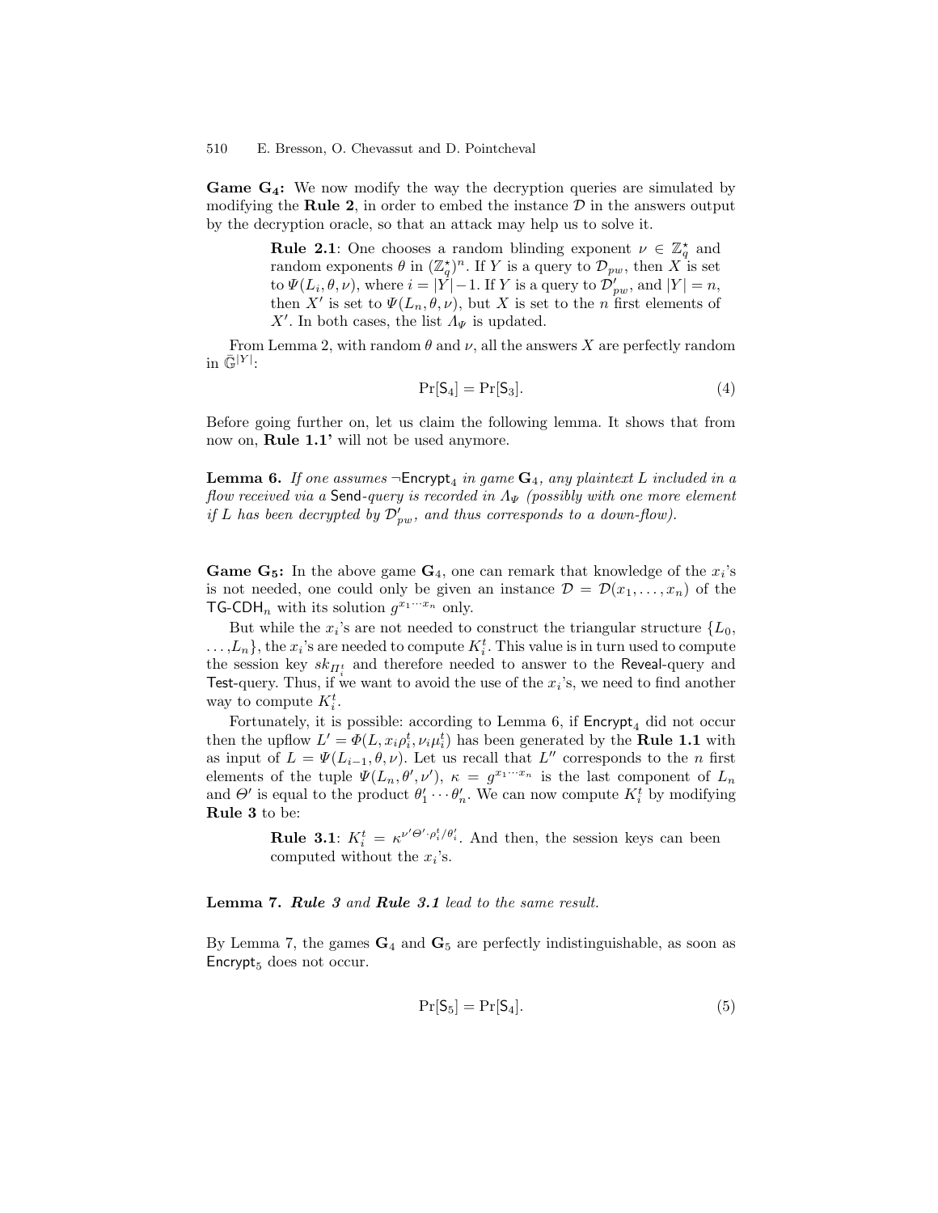**Game $\mathbf{G_4}$:** We now modify the way the decryption queries are simulated by modifying the **Rule 2**, in order to embed the instance $\mathcal{D}$ in the answers output by the decryption oracle, so that an attack may help us to solve it.

> **Rule 2.1**: One chooses a random blinding exponent $\nu \in \mathbb{Z}_q^\star$ and random exponents $\theta$ in $(\mathbb{Z}_q^\star)^n$. If $Y$ is a query to $\mathcal{D}_{pw}$, then $X$ is set to $\Psi(L_i, \theta, \nu)$, where $i = |Y| - 1$. If $Y$ is a query to $\mathcal{D}'_{pw}$, and $|Y| = n$, then $X'$ is set to $\Psi(L_n, \theta, \nu)$, but $X$ is set to the $n$ first elements of $X'$. In both cases, the list $\Lambda_\Psi$ is updated.

From Lemma 2, with random $\theta$ and $\nu$, all the answers $X$ are perfectly random in $\bar{\mathbb{G}}^{|Y|}$:

$$\Pr[\mathsf{S}_4] = \Pr[\mathsf{S}_3]. \tag{4}$$

Before going further on, let us claim the following lemma. It shows that from now on, **Rule 1.1'** will not be used anymore.

**Lemma 6.** *If one assumes $\neg\mathsf{Encrypt}_4$ in game $\mathbf{G}_4$, any plaintext $L$ included in a flow received via a* Send*-query is recorded in $\Lambda_\Psi$ (possibly with one more element if $L$ has been decrypted by $\mathcal{D}'_{pw}$, and thus corresponds to a down-flow).*

**Game $\mathbf{G_5}$:** In the above game $\mathbf{G}_4$, one can remark that knowledge of the $x_i$'s is not needed, one could only be given an instance $\mathcal{D} = \mathcal{D}(x_1, \ldots, x_n)$ of the $\mathsf{TG\text{-}CDH}_n$ with its solution $g^{x_1 \cdots x_n}$ only.

But while the $x_i$'s are not needed to construct the triangular structure $\{L_0, \ldots, L_n\}$, the $x_i$'s are needed to compute $K_i^t$. This value is in turn used to compute the session key $sk_{\Pi_i^t}$ and therefore needed to answer to the Reveal-query and Test-query. Thus, if we want to avoid the use of the $x_i$'s, we need to find another way to compute $K_i^t$.

Fortunately, it is possible: according to Lemma 6, if $\mathsf{Encrypt}_4$ did not occur then the upflow $L' = \Phi(L, x_i\rho_i^t, \nu_i\mu_i^t)$ has been generated by the **Rule 1.1** with as input of $L = \Psi(L_{i-1}, \theta, \nu)$. Let us recall that $L''$ corresponds to the $n$ first elements of the tuple $\Psi(L_n, \theta', \nu')$, $\kappa = g^{x_1 \cdots x_n}$ is the last component of $L_n$ and $\Theta'$ is equal to the product $\theta'_1 \cdots \theta'_n$. We can now compute $K_i^t$ by modifying **Rule 3** to be:

> **Rule 3.1**: $K_i^t = \kappa^{\nu' \Theta' \cdot \rho_i^t / \theta'_i}$. And then, the session keys can been computed without the $x_i$'s.

**Lemma 7.** ***Rule 3** and **Rule 3.1** lead to the same result.*

By Lemma 7, the games $\mathbf{G}_4$ and $\mathbf{G}_5$ are perfectly indistinguishable, as soon as $\mathsf{Encrypt}_5$ does not occur.

$$\Pr[\mathsf{S}_5] = \Pr[\mathsf{S}_4]. \tag{5}$$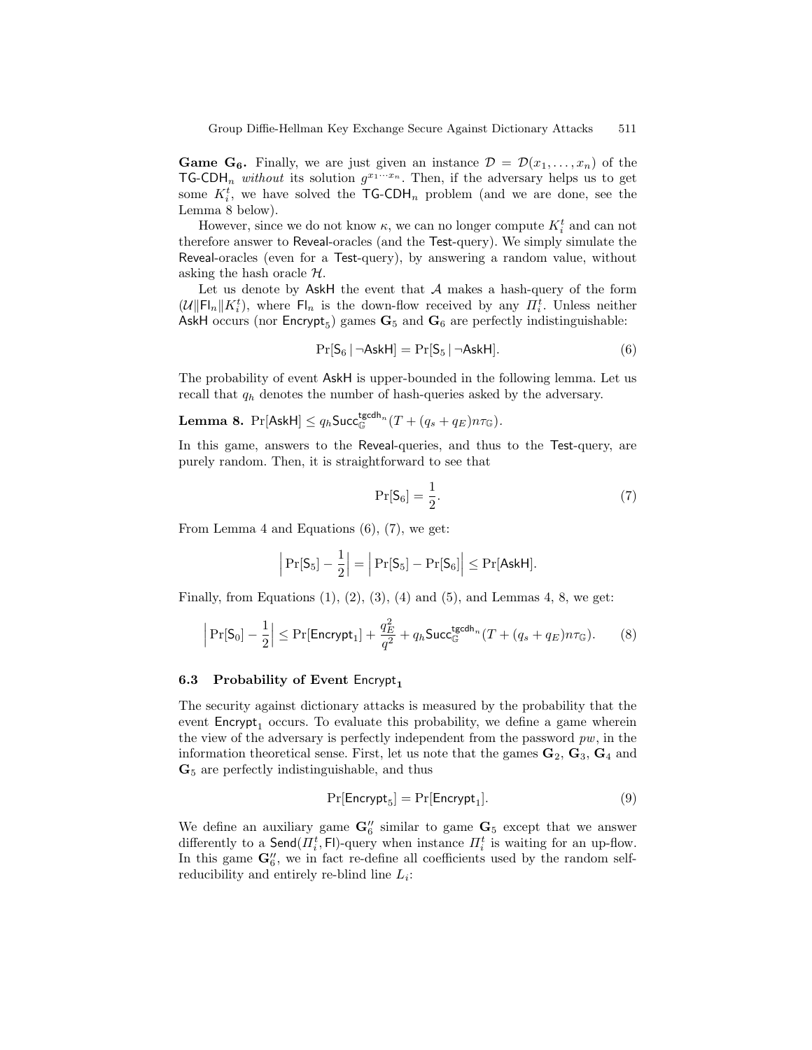**Game $\mathbf{G_6}$.** Finally, we are just given an instance $\mathcal{D} = \mathcal{D}(x_1, \ldots, x_n)$ of the $\mathsf{TG\text{-}CDH}_n$ *without* its solution $g^{x_1 \cdots x_n}$. Then, if the adversary helps us to get some $K_i^t$, we have solved the $\mathsf{TG\text{-}CDH}_n$ problem (and we are done, see the Lemma 8 below).

However, since we do not know $\kappa$, we can no longer compute $K_i^t$ and can not therefore answer to $\mathsf{Reveal}$-oracles (and the $\mathsf{Test}$-query). We simply simulate the $\mathsf{Reveal}$-oracles (even for a $\mathsf{Test}$-query), by answering a random value, without asking the hash oracle $\mathcal{H}$.

Let us denote by $\mathsf{AskH}$ the event that $\mathcal{A}$ makes a hash-query of the form $(\mathcal{U}\|\mathsf{Fl}_n\|K_i^t)$, where $\mathsf{Fl}_n$ is the down-flow received by any $\Pi_i^t$. Unless neither $\mathsf{AskH}$ occurs (nor $\mathsf{Encrypt}_5$) games $\mathbf{G}_5$ and $\mathbf{G}_6$ are perfectly indistinguishable:

$$\Pr[\mathsf{S}_6 \,|\, \neg\mathsf{AskH}] = \Pr[\mathsf{S}_5 \,|\, \neg\mathsf{AskH}]. \tag{6}$$

The probability of event $\mathsf{AskH}$ is upper-bounded in the following lemma. Let us recall that $q_h$ denotes the number of hash-queries asked by the adversary.

**Lemma 8.** $\Pr[\mathsf{AskH}] \leq q_h \mathsf{Succ}_{\mathbb{G}}^{\mathsf{tgcdh}_n}(T + (q_s + q_E)n\tau_{\mathbb{G}})$.

In this game, answers to the $\mathsf{Reveal}$-queries, and thus to the $\mathsf{Test}$-query, are purely random. Then, it is straightforward to see that

$$\Pr[\mathsf{S}_6] = \frac{1}{2}. \tag{7}$$

From Lemma 4 and Equations (6), (7), we get:

$$\left| \Pr[\mathsf{S}_5] - \frac{1}{2} \right| = \left| \Pr[\mathsf{S}_5] - \Pr[\mathsf{S}_6] \right| \leq \Pr[\mathsf{AskH}].$$

Finally, from Equations (1), (2), (3), (4) and (5), and Lemmas 4, 8, we get:

$$\left| \Pr[\mathsf{S}_0] - \frac{1}{2} \right| \leq \Pr[\mathsf{Encrypt}_1] + \frac{q_E^2}{q^2} + q_h \mathsf{Succ}_{\mathbb{G}}^{\mathsf{tgcdh}_n}(T + (q_s + q_E)n\tau_{\mathbb{G}}). \tag{8}$$

### 6.3 Probability of Event $\mathsf{Encrypt}_1$

The security against dictionary attacks is measured by the probability that the event $\mathsf{Encrypt}_1$ occurs. To evaluate this probability, we define a game wherein the view of the adversary is perfectly independent from the password $pw$, in the information theoretical sense. First, let us note that the games $\mathbf{G}_2$, $\mathbf{G}_3$, $\mathbf{G}_4$ and $\mathbf{G}_5$ are perfectly indistinguishable, and thus

$$\Pr[\mathsf{Encrypt}_5] = \Pr[\mathsf{Encrypt}_1]. \tag{9}$$

We define an auxiliary game $\mathbf{G}_6''$ similar to game $\mathbf{G}_5$ except that we answer differently to a $\mathsf{Send}(\Pi_i^t, \mathsf{Fl})$-query when instance $\Pi_i^t$ is waiting for an up-flow. In this game $\mathbf{G}_6''$, we in fact re-define all coefficients used by the random self-reducibility and entirely re-blind line $L_i$: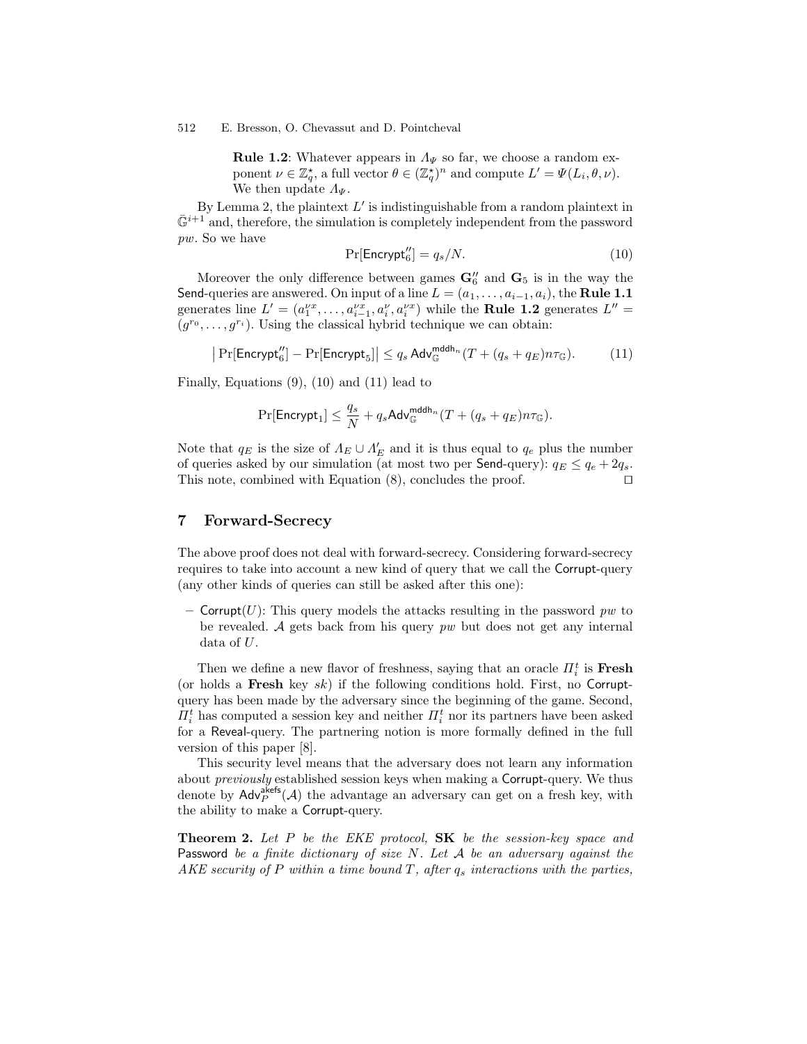**Rule 1.2**: Whatever appears in $\Lambda_\Psi$ so far, we choose a random exponent $\nu \in \mathbb{Z}_q^\star$, a full vector $\theta \in (\mathbb{Z}_q^\star)^n$ and compute $L' = \Psi(L_i, \theta, \nu)$. We then update $\Lambda_\Psi$.

By Lemma 2, the plaintext $L'$ is indistinguishable from a random plaintext in $\bar{\mathbb{G}}^{i+1}$ and, therefore, the simulation is completely independent from the password $pw$. So we have

$$\Pr[\mathsf{Encrypt}''_6] = q_s/N. \tag{10}$$

Moreover the only difference between games $\mathbf{G}''_6$ and $\mathbf{G}_5$ is in the way the Send-queries are answered. On input of a line $L = (a_1, \ldots, a_{i-1}, a_i)$, the **Rule 1.1** generates line $L' = (a_1^{\nu x}, \ldots, a_{i-1}^{\nu x}, a_i^\nu, a_i^{\nu x})$ while the **Rule 1.2** generates $L'' = (g^{r_0}, \ldots, g^{r_i})$. Using the classical hybrid technique we can obtain:

$$\left| \Pr[\mathsf{Encrypt}''_6] - \Pr[\mathsf{Encrypt}_5] \right| \leq q_s \, \mathsf{Adv}_{\mathbb{G}}^{\mathsf{mddh}_n}(T + (q_s + q_E) n \tau_{\mathbb{G}}). \tag{11}$$

Finally, Equations (9), (10) and (11) lead to

$$\Pr[\mathsf{Encrypt}_1] \leq \frac{q_s}{N} + q_s \mathsf{Adv}_{\mathbb{G}}^{\mathsf{mddh}_n}(T + (q_s + q_E) n \tau_{\mathbb{G}}).$$

Note that $q_E$ is the size of $\Lambda_E \cup \Lambda'_E$ and it is thus equal to $q_e$ plus the number of queries asked by our simulation (at most two per Send-query): $q_E \leq q_e + 2q_s$. This note, combined with Equation (8), concludes the proof. □

## 7 Forward-Secrecy

The above proof does not deal with forward-secrecy. Considering forward-secrecy requires to take into account a new kind of query that we call the Corrupt-query (any other kinds of queries can still be asked after this one):

- Corrupt($U$): This query models the attacks resulting in the password $pw$ to be revealed. $\mathcal{A}$ gets back from his query $pw$ but does not get any internal data of $U$.

Then we define a new flavor of freshness, saying that an oracle $\Pi_i^t$ is **Fresh** (or holds a **Fresh** key $sk$) if the following conditions hold. First, no Corrupt-query has been made by the adversary since the beginning of the game. Second, $\Pi_i^t$ has computed a session key and neither $\Pi_i^t$ nor its partners have been asked for a Reveal-query. The partnering notion is more formally defined in the full version of this paper [8].

This security level means that the adversary does not learn any information about *previously* established session keys when making a Corrupt-query. We thus denote by $\mathsf{Adv}_P^{\mathsf{akefs}}(\mathcal{A})$ the advantage an adversary can get on a fresh key, with the ability to make a Corrupt-query.

**Theorem 2.** *Let $P$ be the EKE protocol,* **SK** *be the session-key space and* Password *be a finite dictionary of size $N$. Let $\mathcal{A}$ be an adversary against the AKE security of $P$ within a time bound $T$, after $q_s$ interactions with the parties,*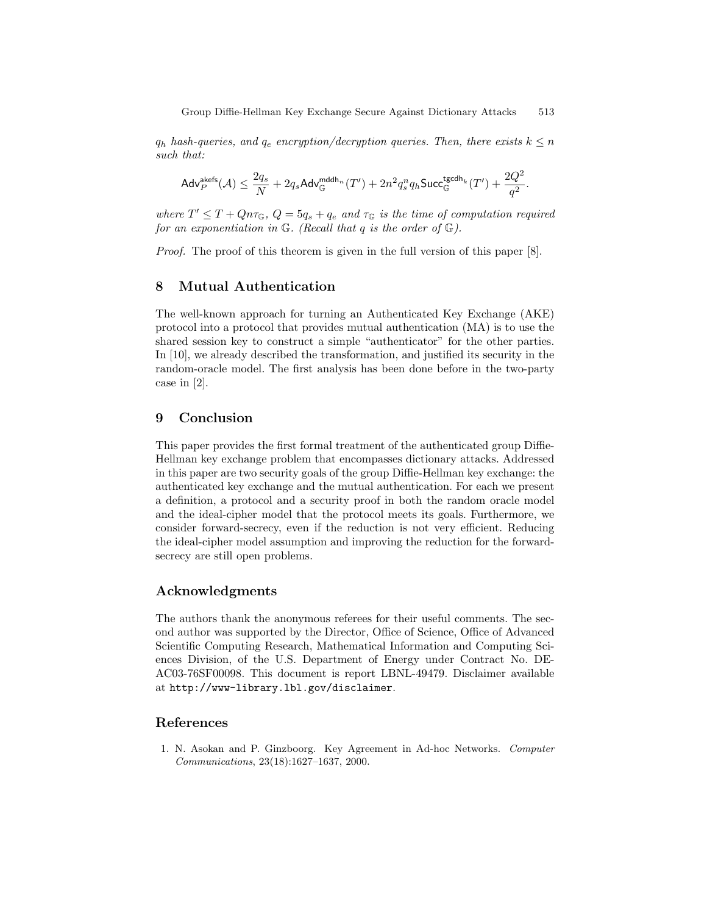*$q_h$ hash-queries, and $q_e$ encryption/decryption queries. Then, there exists $k \le n$ such that:*

$$\mathsf{Adv}_P^{\mathsf{akefs}}(\mathcal{A}) \le \frac{2q_s}{N} + 2q_s \mathsf{Adv}_{\mathbb{G}}^{\mathsf{mddh}_n}(T') + 2n^2 q_s^n q_h \mathsf{Succ}_{\mathbb{G}}^{\mathsf{tgcdh}_k}(T') + \frac{2Q^2}{q^2}.$$

*where $T' \le T + Qn\tau_{\mathbb{G}}$, $Q = 5q_s + q_e$ and $\tau_{\mathbb{G}}$ is the time of computation required for an exponentiation in $\mathbb{G}$. (Recall that $q$ is the order of $\mathbb{G}$).*

*Proof.* The proof of this theorem is given in the full version of this paper [8].

## 8 Mutual Authentication

The well-known approach for turning an Authenticated Key Exchange (AKE) protocol into a protocol that provides mutual authentication (MA) is to use the shared session key to construct a simple "authenticator" for the other parties. In [10], we already described the transformation, and justified its security in the random-oracle model. The first analysis has been done before in the two-party case in [2].

## 9 Conclusion

This paper provides the first formal treatment of the authenticated group Diffie-Hellman key exchange problem that encompasses dictionary attacks. Addressed in this paper are two security goals of the group Diffie-Hellman key exchange: the authenticated key exchange and the mutual authentication. For each we present a definition, a protocol and a security proof in both the random oracle model and the ideal-cipher model that the protocol meets its goals. Furthermore, we consider forward-secrecy, even if the reduction is not very efficient. Reducing the ideal-cipher model assumption and improving the reduction for the forward-secrecy are still open problems.

## Acknowledgments

The authors thank the anonymous referees for their useful comments. The second author was supported by the Director, Office of Science, Office of Advanced Scientific Computing Research, Mathematical Information and Computing Sciences Division, of the U.S. Department of Energy under Contract No. DE-AC03-76SF00098. This document is report LBNL-49479. Disclaimer available at `http://www-library.lbl.gov/disclaimer`.

## References

1. N. Asokan and P. Ginzboorg. Key Agreement in Ad-hoc Networks. *Computer Communications*, 23(18):1627–1637, 2000.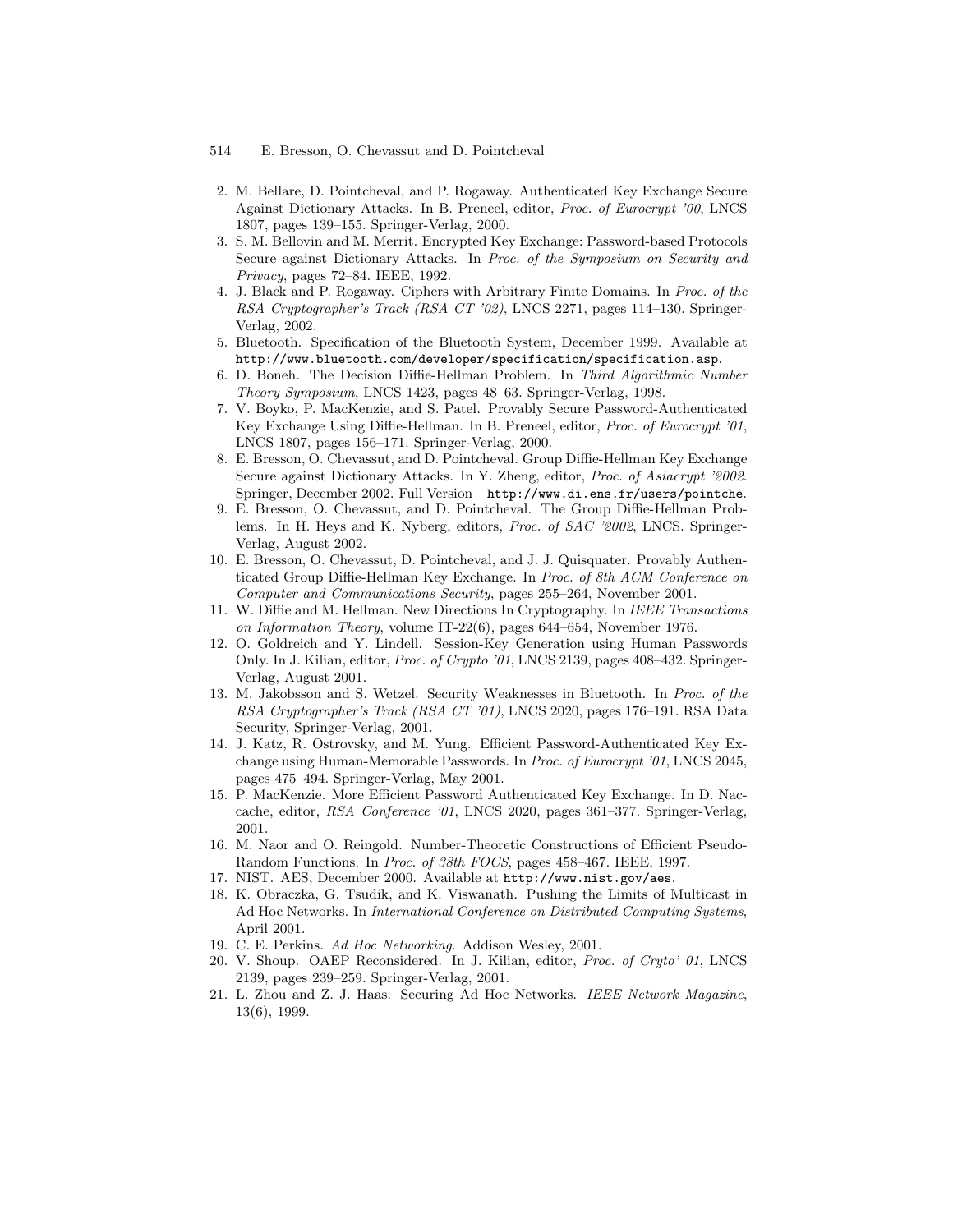2. M. Bellare, D. Pointcheval, and P. Rogaway. Authenticated Key Exchange Secure Against Dictionary Attacks. In B. Preneel, editor, *Proc. of Eurocrypt '00*, LNCS 1807, pages 139–155. Springer-Verlag, 2000.
3. S. M. Bellovin and M. Merrit. Encrypted Key Exchange: Password-based Protocols Secure against Dictionary Attacks. In *Proc. of the Symposium on Security and Privacy*, pages 72–84. IEEE, 1992.
4. J. Black and P. Rogaway. Ciphers with Arbitrary Finite Domains. In *Proc. of the RSA Cryptographer's Track (RSA CT '02)*, LNCS 2271, pages 114–130. Springer-Verlag, 2002.
5. Bluetooth. Specification of the Bluetooth System, December 1999. Available at `http://www.bluetooth.com/developer/specification/specification.asp`.
6. D. Boneh. The Decision Diffie-Hellman Problem. In *Third Algorithmic Number Theory Symposium*, LNCS 1423, pages 48–63. Springer-Verlag, 1998.
7. V. Boyko, P. MacKenzie, and S. Patel. Provably Secure Password-Authenticated Key Exchange Using Diffie-Hellman. In B. Preneel, editor, *Proc. of Eurocrypt '01*, LNCS 1807, pages 156–171. Springer-Verlag, 2000.
8. E. Bresson, O. Chevassut, and D. Pointcheval. Group Diffie-Hellman Key Exchange Secure against Dictionary Attacks. In Y. Zheng, editor, *Proc. of Asiacrypt '2002*. Springer, December 2002. Full Version – `http://www.di.ens.fr/users/pointche`.
9. E. Bresson, O. Chevassut, and D. Pointcheval. The Group Diffie-Hellman Problems. In H. Heys and K. Nyberg, editors, *Proc. of SAC '2002*, LNCS. Springer-Verlag, August 2002.
10. E. Bresson, O. Chevassut, D. Pointcheval, and J. J. Quisquater. Provably Authenticated Group Diffie-Hellman Key Exchange. In *Proc. of 8th ACM Conference on Computer and Communications Security*, pages 255–264, November 2001.
11. W. Diffie and M. Hellman. New Directions In Cryptography. In *IEEE Transactions on Information Theory*, volume IT-22(6), pages 644–654, November 1976.
12. O. Goldreich and Y. Lindell. Session-Key Generation using Human Passwords Only. In J. Kilian, editor, *Proc. of Crypto '01*, LNCS 2139, pages 408–432. Springer-Verlag, August 2001.
13. M. Jakobsson and S. Wetzel. Security Weaknesses in Bluetooth. In *Proc. of the RSA Cryptographer's Track (RSA CT '01)*, LNCS 2020, pages 176–191. RSA Data Security, Springer-Verlag, 2001.
14. J. Katz, R. Ostrovsky, and M. Yung. Efficient Password-Authenticated Key Exchange using Human-Memorable Passwords. In *Proc. of Eurocrypt '01*, LNCS 2045, pages 475–494. Springer-Verlag, May 2001.
15. P. MacKenzie. More Efficient Password Authenticated Key Exchange. In D. Naccache, editor, *RSA Conference '01*, LNCS 2020, pages 361–377. Springer-Verlag, 2001.
16. M. Naor and O. Reingold. Number-Theoretic Constructions of Efficient Pseudo-Random Functions. In *Proc. of 38th FOCS*, pages 458–467. IEEE, 1997.
17. NIST. AES, December 2000. Available at `http://www.nist.gov/aes`.
18. K. Obraczka, G. Tsudik, and K. Viswanath. Pushing the Limits of Multicast in Ad Hoc Networks. In *International Conference on Distributed Computing Systems*, April 2001.
19. C. E. Perkins. *Ad Hoc Networking*. Addison Wesley, 2001.
20. V. Shoup. OAEP Reconsidered. In J. Kilian, editor, *Proc. of Cryto' 01*, LNCS 2139, pages 239–259. Springer-Verlag, 2001.
21. L. Zhou and Z. J. Haas. Securing Ad Hoc Networks. *IEEE Network Magazine*, 13(6), 1999.